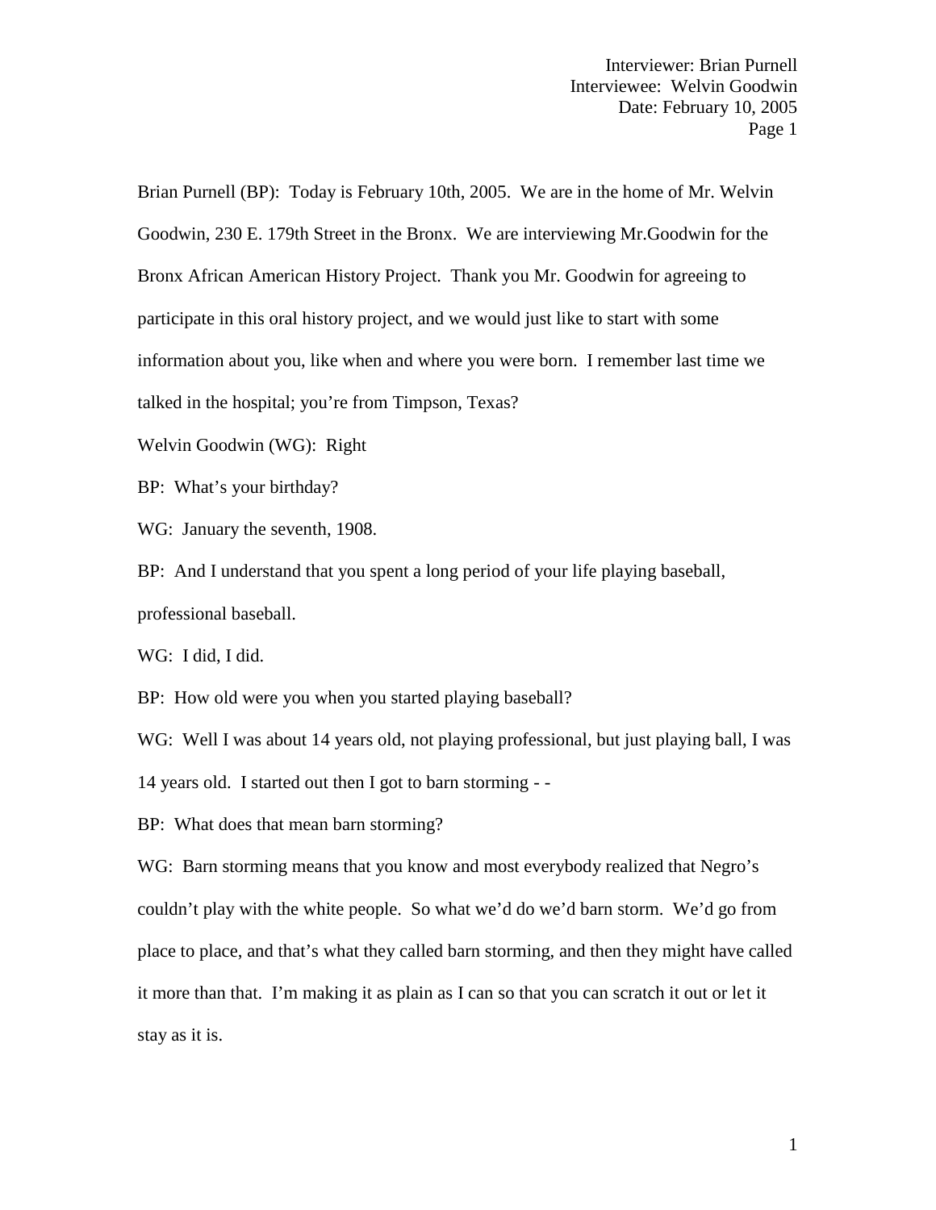Interviewer: Brian Purnell
Interviewee: Welvin Goodwin
Date: February 10, 2005

Brian Purnell (BP): Today is February 10th, 2005. We are in the home of Mr. Welvin Goodwin, 230 E. 179th Street in the Bronx. We are interviewing Mr.Goodwin for the Bronx African American History Project. Thank you Mr. Goodwin for agreeing to participate in this oral history project, and we would just like to start with some information about you, like when and where you were born. I remember last time we talked in the hospital; you're from Timpson, Texas?

Welvin Goodwin (WG): Right

BP: What's your birthday?

WG: January the seventh, 1908.

BP: And I understand that you spent a long period of your life playing baseball, professional baseball.

WG: I did, I did.

BP: How old were you when you started playing baseball?

WG: Well I was about 14 years old, not playing professional, but just playing ball, I was 14 years old. I started out then I got to barn storming - -

BP: What does that mean barn storming?

WG: Barn storming means that you know and most everybody realized that Negro's couldn't play with the white people. So what we'd do we'd barn storm. We'd go from place to place, and that's what they called barn storming, and then they might have called it more than that. I'm making it as plain as I can so that you can scratch it out or let it stay as it is.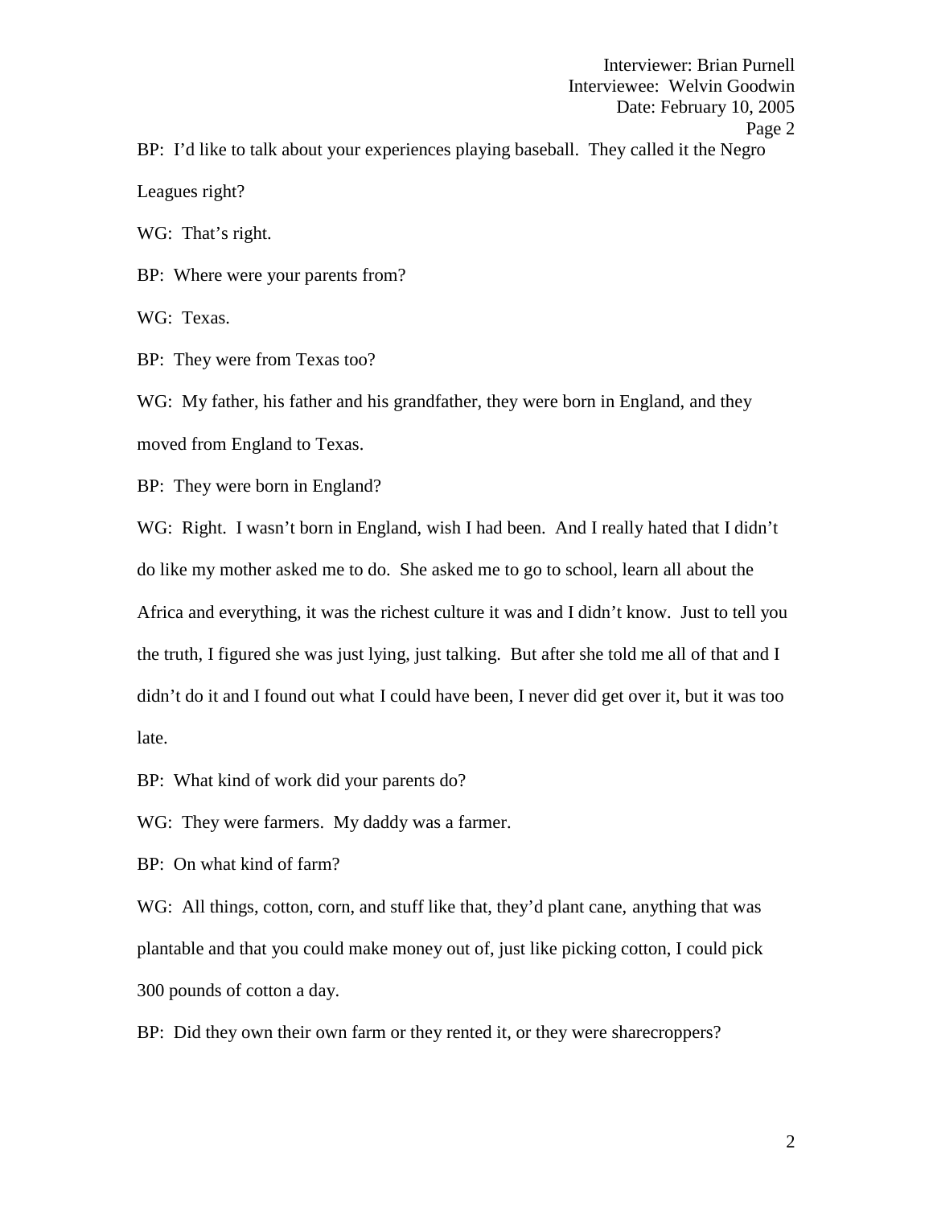BP: I'd like to talk about your experiences playing baseball. They called it the Negro Leagues right?

WG: That's right.

BP: Where were your parents from?

WG: Texas.

BP: They were from Texas too?

WG: My father, his father and his grandfather, they were born in England, and they moved from England to Texas.

BP: They were born in England?

WG: Right. I wasn't born in England, wish I had been. And I really hated that I didn't do like my mother asked me to do. She asked me to go to school, learn all about the Africa and everything, it was the richest culture it was and I didn't know. Just to tell you the truth, I figured she was just lying, just talking. But after she told me all of that and I didn't do it and I found out what I could have been, I never did get over it, but it was too late.

BP: What kind of work did your parents do?

WG: They were farmers. My daddy was a farmer.

BP: On what kind of farm?

WG: All things, cotton, corn, and stuff like that, they'd plant cane, anything that was plantable and that you could make money out of, just like picking cotton, I could pick 300 pounds of cotton a day.

BP: Did they own their own farm or they rented it, or they were sharecroppers?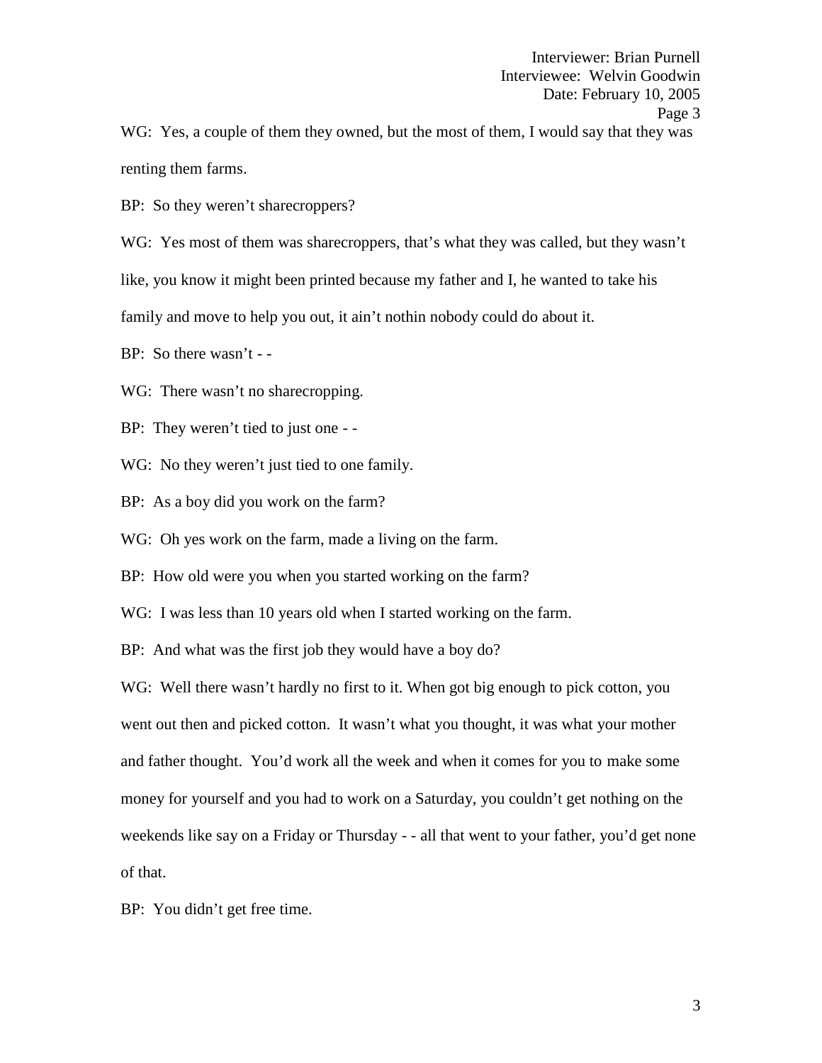WG: Yes, a couple of them they owned, but the most of them, I would say that they was renting them farms.

BP: So they weren't sharecroppers?

WG: Yes most of them was sharecroppers, that's what they was called, but they wasn't like, you know it might been printed because my father and I, he wanted to take his family and move to help you out, it ain't nothin nobody could do about it.

BP: So there wasn't - -

WG: There wasn't no sharecropping.

BP: They weren't tied to just one - -

WG: No they weren't just tied to one family.

BP: As a boy did you work on the farm?

WG: Oh yes work on the farm, made a living on the farm.

BP: How old were you when you started working on the farm?

WG: I was less than 10 years old when I started working on the farm.

BP: And what was the first job they would have a boy do?

WG: Well there wasn't hardly no first to it. When got big enough to pick cotton, you went out then and picked cotton. It wasn't what you thought, it was what your mother and father thought. You'd work all the week and when it comes for you to make some money for yourself and you had to work on a Saturday, you couldn't get nothing on the weekends like say on a Friday or Thursday - - all that went to your father, you'd get none of that.

BP: You didn't get free time.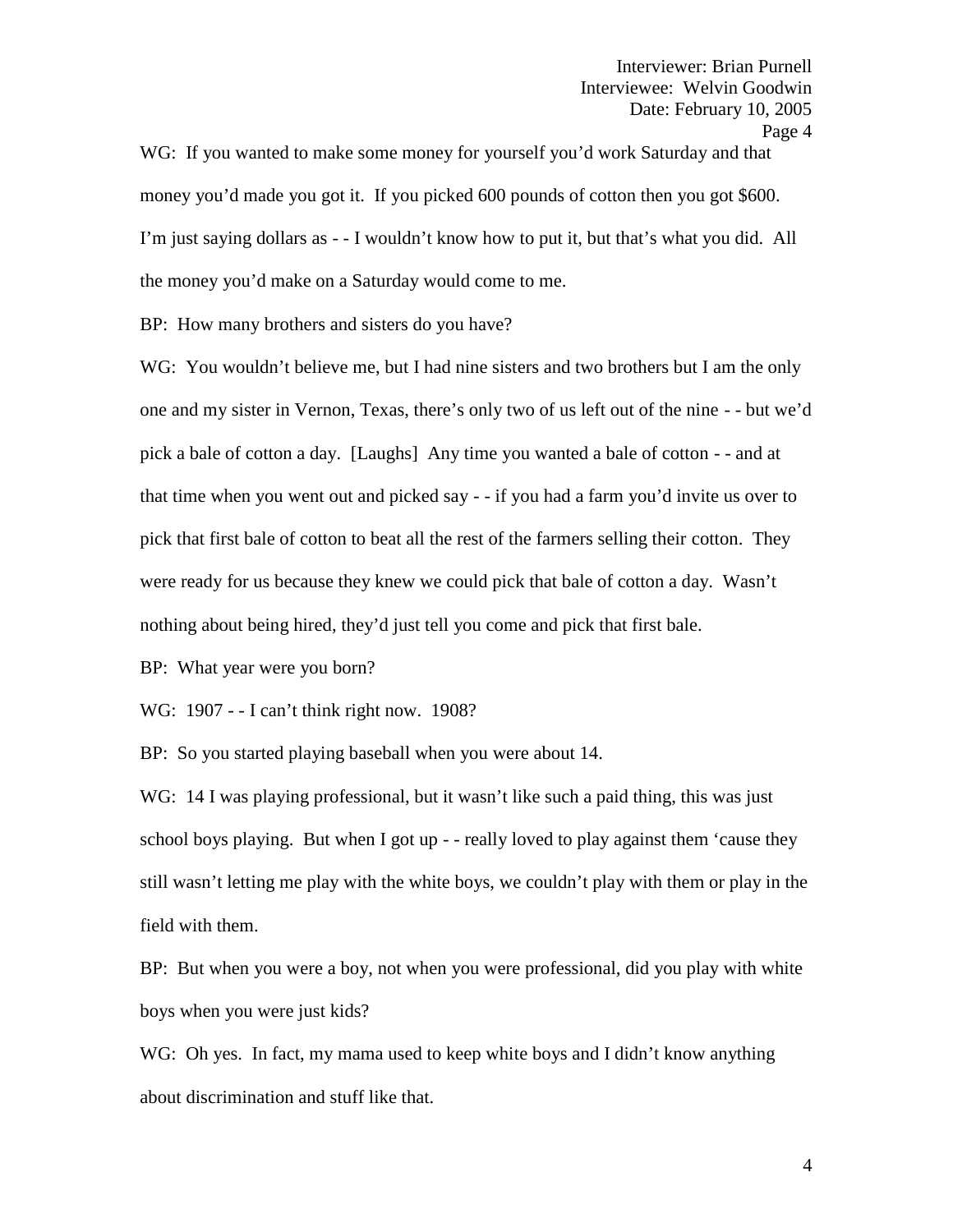WG: If you wanted to make some money for yourself you'd work Saturday and that money you'd made you got it. If you picked 600 pounds of cotton then you got $600. I'm just saying dollars as - - I wouldn't know how to put it, but that's what you did. All the money you'd make on a Saturday would come to me.

BP: How many brothers and sisters do you have?

WG: You wouldn't believe me, but I had nine sisters and two brothers but I am the only one and my sister in Vernon, Texas, there's only two of us left out of the nine - - but we'd pick a bale of cotton a day. [Laughs] Any time you wanted a bale of cotton - - and at that time when you went out and picked say - - if you had a farm you'd invite us over to pick that first bale of cotton to beat all the rest of the farmers selling their cotton. They were ready for us because they knew we could pick that bale of cotton a day. Wasn't nothing about being hired, they'd just tell you come and pick that first bale.

BP: What year were you born?

WG: 1907 - - I can't think right now. 1908?

BP: So you started playing baseball when you were about 14.

WG: 14 I was playing professional, but it wasn't like such a paid thing, this was just school boys playing. But when I got up - - really loved to play against them 'cause they still wasn't letting me play with the white boys, we couldn't play with them or play in the field with them.

BP: But when you were a boy, not when you were professional, did you play with white boys when you were just kids?

WG: Oh yes. In fact, my mama used to keep white boys and I didn't know anything about discrimination and stuff like that.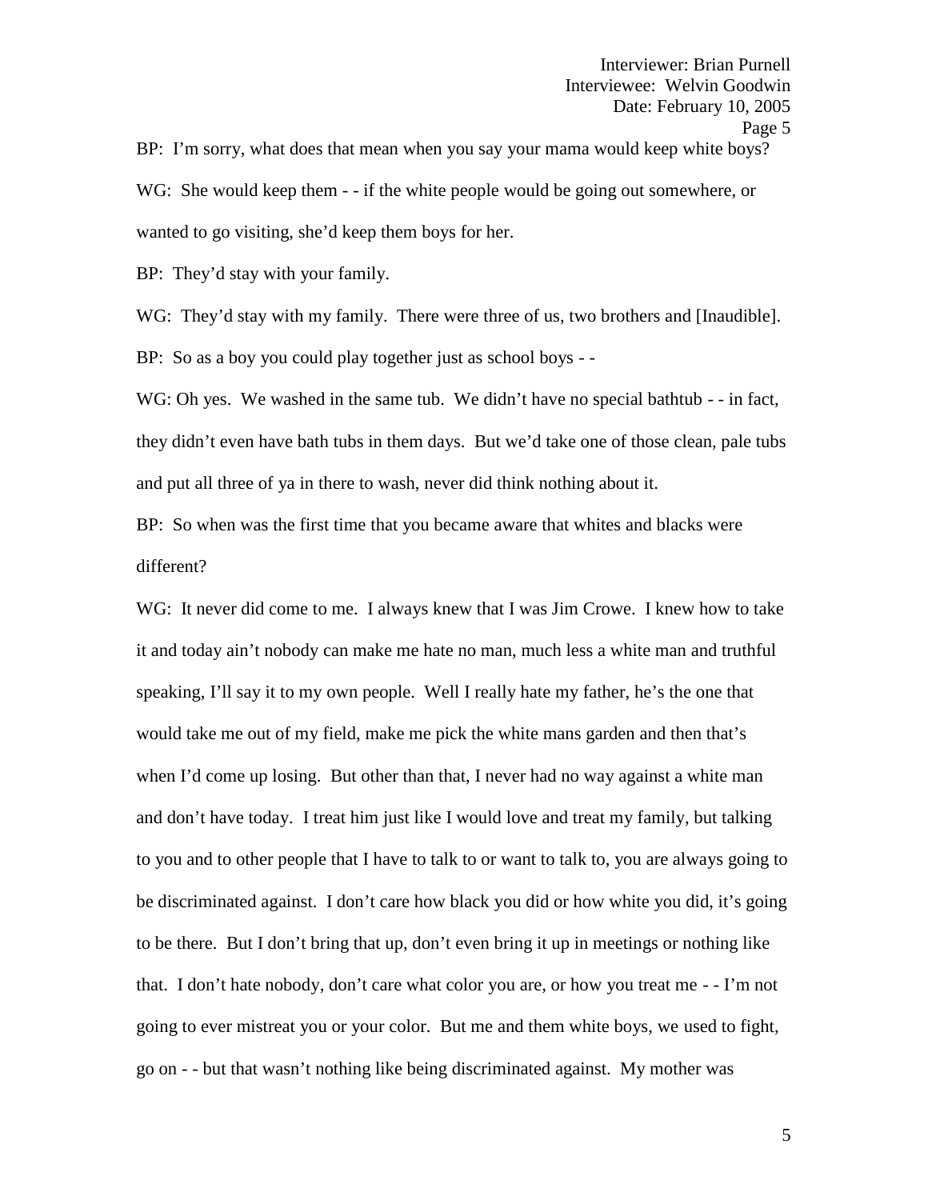BP: I'm sorry, what does that mean when you say your mama would keep white boys?

WG: She would keep them - - if the white people would be going out somewhere, or wanted to go visiting, she'd keep them boys for her.

BP: They'd stay with your family.

WG: They'd stay with my family. There were three of us, two brothers and [Inaudible].

BP: So as a boy you could play together just as school boys - -

WG: Oh yes. We washed in the same tub. We didn't have no special bathtub - - in fact, they didn't even have bath tubs in them days. But we'd take one of those clean, pale tubs and put all three of ya in there to wash, never did think nothing about it.

BP: So when was the first time that you became aware that whites and blacks were different?

WG: It never did come to me. I always knew that I was Jim Crowe. I knew how to take it and today ain't nobody can make me hate no man, much less a white man and truthful speaking, I'll say it to my own people. Well I really hate my father, he's the one that would take me out of my field, make me pick the white mans garden and then that's when I'd come up losing. But other than that, I never had no way against a white man and don't have today. I treat him just like I would love and treat my family, but talking to you and to other people that I have to talk to or want to talk to, you are always going to be discriminated against. I don't care how black you did or how white you did, it's going to be there. But I don't bring that up, don't even bring it up in meetings or nothing like that. I don't hate nobody, don't care what color you are, or how you treat me - - I'm not going to ever mistreat you or your color. But me and them white boys, we used to fight, go on - - but that wasn't nothing like being discriminated against. My mother was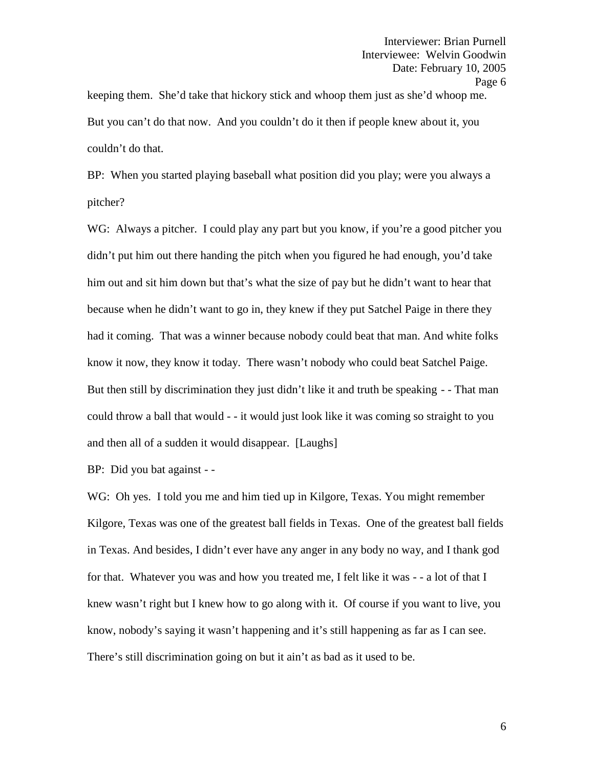keeping them. She'd take that hickory stick and whoop them just as she'd whoop me. But you can't do that now. And you couldn't do it then if people knew about it, you couldn't do that.

BP: When you started playing baseball what position did you play; were you always a pitcher?

WG: Always a pitcher. I could play any part but you know, if you're a good pitcher you didn't put him out there handing the pitch when you figured he had enough, you'd take him out and sit him down but that's what the size of pay but he didn't want to hear that because when he didn't want to go in, they knew if they put Satchel Paige in there they had it coming. That was a winner because nobody could beat that man. And white folks know it now, they know it today. There wasn't nobody who could beat Satchel Paige. But then still by discrimination they just didn't like it and truth be speaking - - That man could throw a ball that would - - it would just look like it was coming so straight to you and then all of a sudden it would disappear. [Laughs]

BP: Did you bat against - -

WG: Oh yes. I told you me and him tied up in Kilgore, Texas. You might remember Kilgore, Texas was one of the greatest ball fields in Texas. One of the greatest ball fields in Texas. And besides, I didn't ever have any anger in any body no way, and I thank god for that. Whatever you was and how you treated me, I felt like it was - - a lot of that I knew wasn't right but I knew how to go along with it. Of course if you want to live, you know, nobody's saying it wasn't happening and it's still happening as far as I can see. There's still discrimination going on but it ain't as bad as it used to be.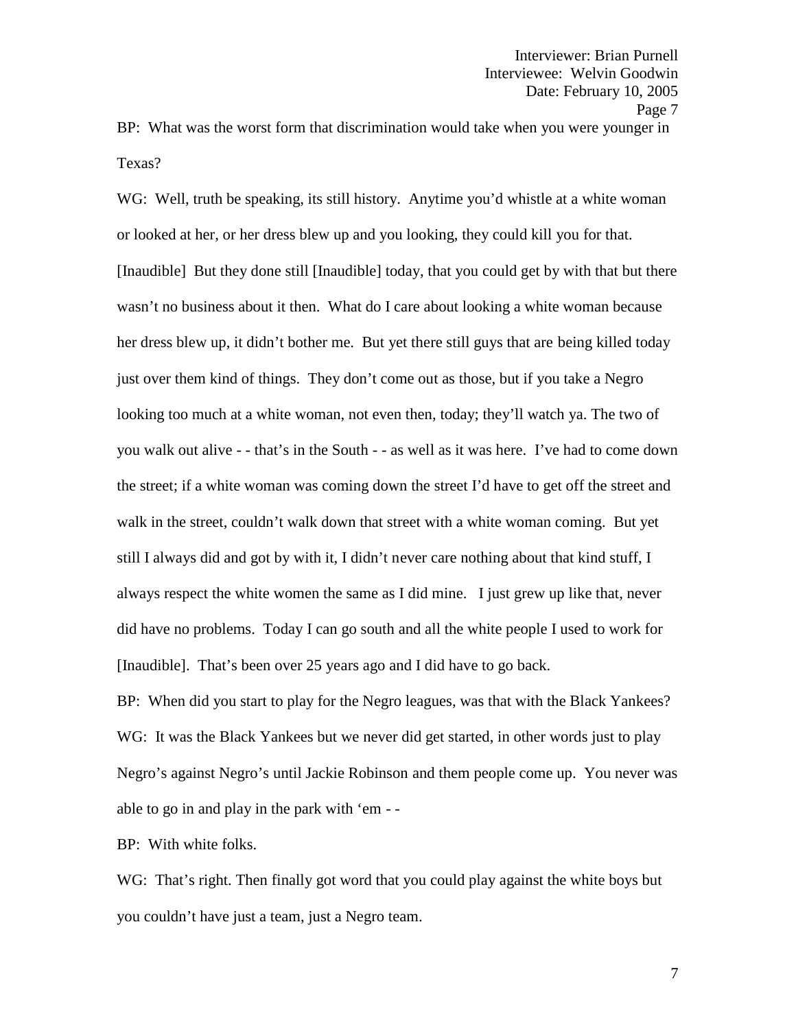BP: What was the worst form that discrimination would take when you were younger in Texas?

WG: Well, truth be speaking, its still history. Anytime you'd whistle at a white woman or looked at her, or her dress blew up and you looking, they could kill you for that. [Inaudible] But they done still [Inaudible] today, that you could get by with that but there wasn't no business about it then. What do I care about looking a white woman because her dress blew up, it didn't bother me. But yet there still guys that are being killed today just over them kind of things. They don't come out as those, but if you take a Negro looking too much at a white woman, not even then, today; they'll watch ya. The two of you walk out alive - - that's in the South - - as well as it was here. I've had to come down the street; if a white woman was coming down the street I'd have to get off the street and walk in the street, couldn't walk down that street with a white woman coming. But yet still I always did and got by with it, I didn't never care nothing about that kind stuff, I always respect the white women the same as I did mine. I just grew up like that, never did have no problems. Today I can go south and all the white people I used to work for [Inaudible]. That's been over 25 years ago and I did have to go back.

BP: When did you start to play for the Negro leagues, was that with the Black Yankees?

WG: It was the Black Yankees but we never did get started, in other words just to play Negro's against Negro's until Jackie Robinson and them people come up. You never was able to go in and play in the park with 'em - -

BP: With white folks.

WG: That's right. Then finally got word that you could play against the white boys but you couldn't have just a team, just a Negro team.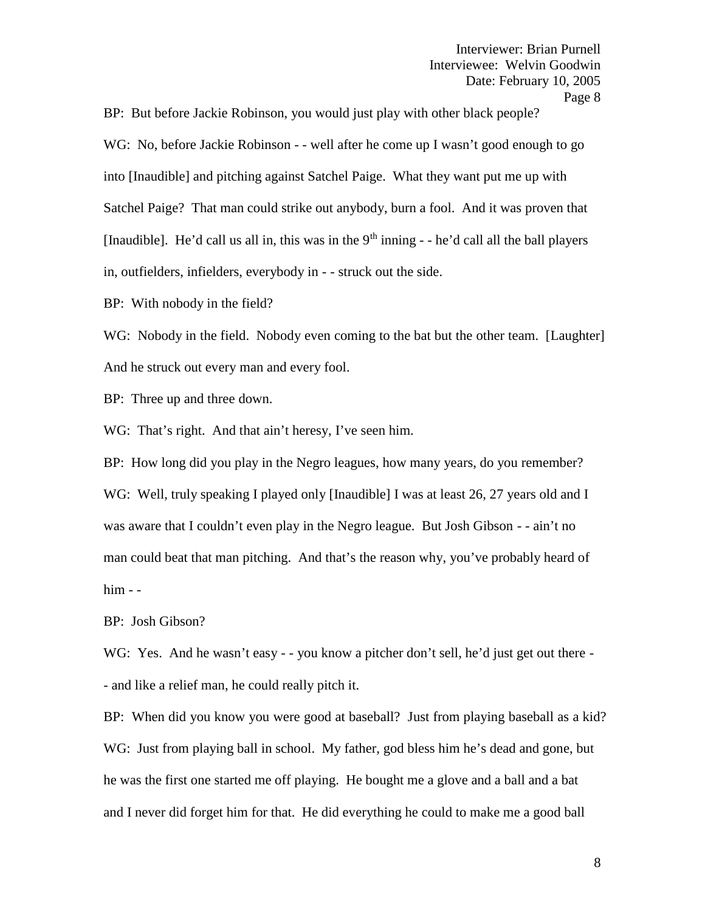BP: But before Jackie Robinson, you would just play with other black people?

WG: No, before Jackie Robinson - - well after he come up I wasn't good enough to go into [Inaudible] and pitching against Satchel Paige. What they want put me up with Satchel Paige? That man could strike out anybody, burn a fool. And it was proven that [Inaudible]. He'd call us all in, this was in the 9th inning - - he'd call all the ball players in, outfielders, infielders, everybody in - - struck out the side.

BP: With nobody in the field?

WG: Nobody in the field. Nobody even coming to the bat but the other team. [Laughter] And he struck out every man and every fool.

BP: Three up and three down.

WG: That's right. And that ain't heresy, I've seen him.

BP: How long did you play in the Negro leagues, how many years, do you remember?

WG: Well, truly speaking I played only [Inaudible] I was at least 26, 27 years old and I was aware that I couldn't even play in the Negro league. But Josh Gibson - - ain't no man could beat that man pitching. And that's the reason why, you've probably heard of him - -

BP: Josh Gibson?

WG: Yes. And he wasn't easy - - you know a pitcher don't sell, he'd just get out there - - and like a relief man, he could really pitch it.

BP: When did you know you were good at baseball? Just from playing baseball as a kid?

WG: Just from playing ball in school. My father, god bless him he's dead and gone, but he was the first one started me off playing. He bought me a glove and a ball and a bat and I never did forget him for that. He did everything he could to make me a good ball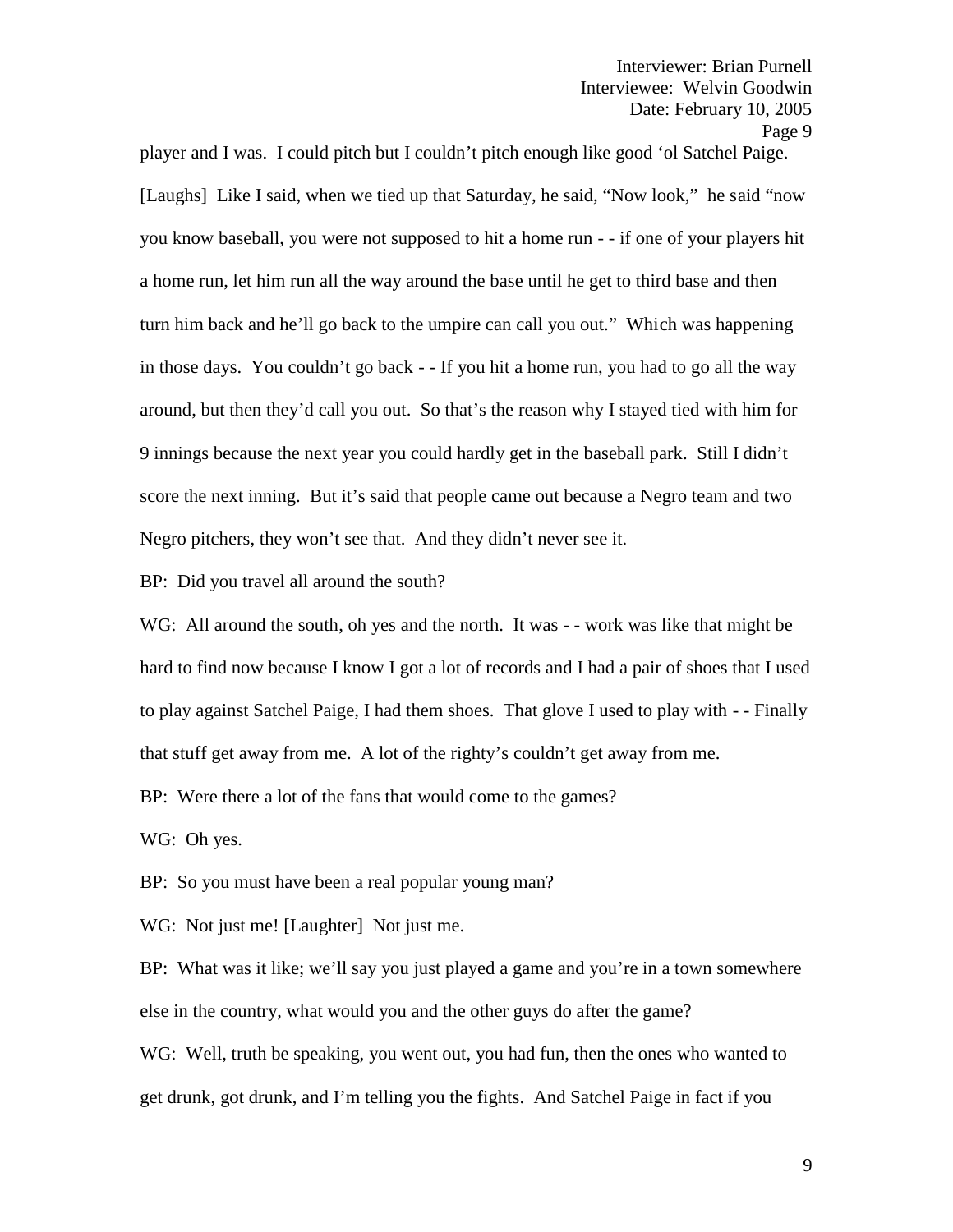player and I was. I could pitch but I couldn't pitch enough like good 'ol Satchel Paige. [Laughs] Like I said, when we tied up that Saturday, he said, "Now look," he said "now you know baseball, you were not supposed to hit a home run - - if one of your players hit a home run, let him run all the way around the base until he get to third base and then turn him back and he'll go back to the umpire can call you out." Which was happening in those days. You couldn't go back - - If you hit a home run, you had to go all the way around, but then they'd call you out. So that's the reason why I stayed tied with him for 9 innings because the next year you could hardly get in the baseball park. Still I didn't score the next inning. But it's said that people came out because a Negro team and two Negro pitchers, they won't see that. And they didn't never see it.

BP: Did you travel all around the south?

WG: All around the south, oh yes and the north. It was - - work was like that might be hard to find now because I know I got a lot of records and I had a pair of shoes that I used to play against Satchel Paige, I had them shoes. That glove I used to play with - - Finally that stuff get away from me. A lot of the righty's couldn't get away from me.

BP: Were there a lot of the fans that would come to the games?

WG: Oh yes.

BP: So you must have been a real popular young man?

WG: Not just me! [Laughter] Not just me.

BP: What was it like; we'll say you just played a game and you're in a town somewhere else in the country, what would you and the other guys do after the game?

WG: Well, truth be speaking, you went out, you had fun, then the ones who wanted to get drunk, got drunk, and I'm telling you the fights. And Satchel Paige in fact if you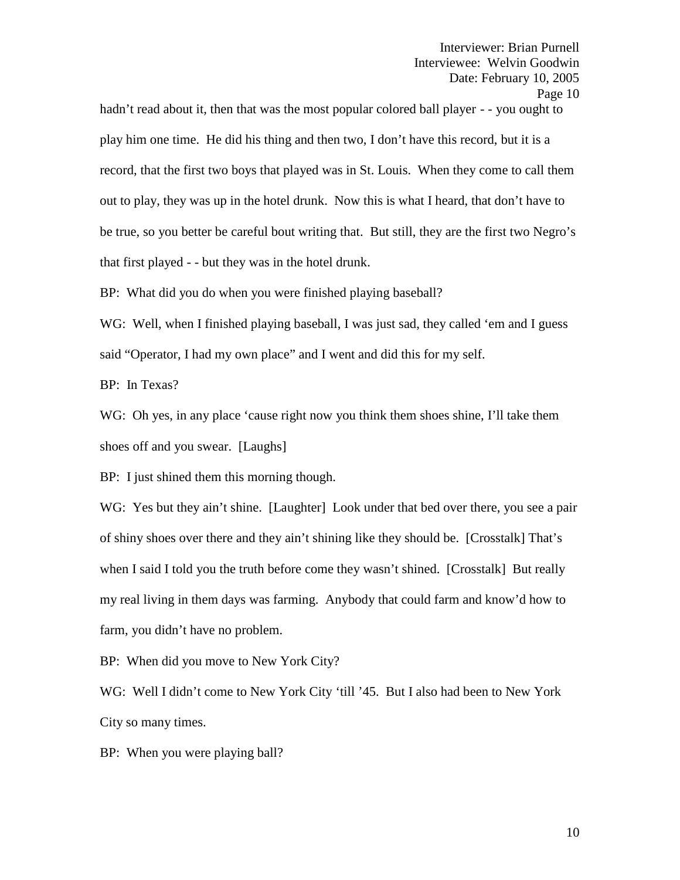hadn't read about it, then that was the most popular colored ball player - - you ought to play him one time. He did his thing and then two, I don't have this record, but it is a record, that the first two boys that played was in St. Louis. When they come to call them out to play, they was up in the hotel drunk. Now this is what I heard, that don't have to be true, so you better be careful bout writing that. But still, they are the first two Negro's that first played - - but they was in the hotel drunk.

BP: What did you do when you were finished playing baseball?

WG: Well, when I finished playing baseball, I was just sad, they called 'em and I guess said "Operator, I had my own place" and I went and did this for my self.

BP: In Texas?

WG: Oh yes, in any place 'cause right now you think them shoes shine, I'll take them shoes off and you swear. [Laughs]

BP: I just shined them this morning though.

WG: Yes but they ain't shine. [Laughter] Look under that bed over there, you see a pair of shiny shoes over there and they ain't shining like they should be. [Crosstalk] That's when I said I told you the truth before come they wasn't shined. [Crosstalk] But really my real living in them days was farming. Anybody that could farm and know'd how to farm, you didn't have no problem.

BP: When did you move to New York City?

WG: Well I didn't come to New York City 'till '45. But I also had been to New York City so many times.

BP: When you were playing ball?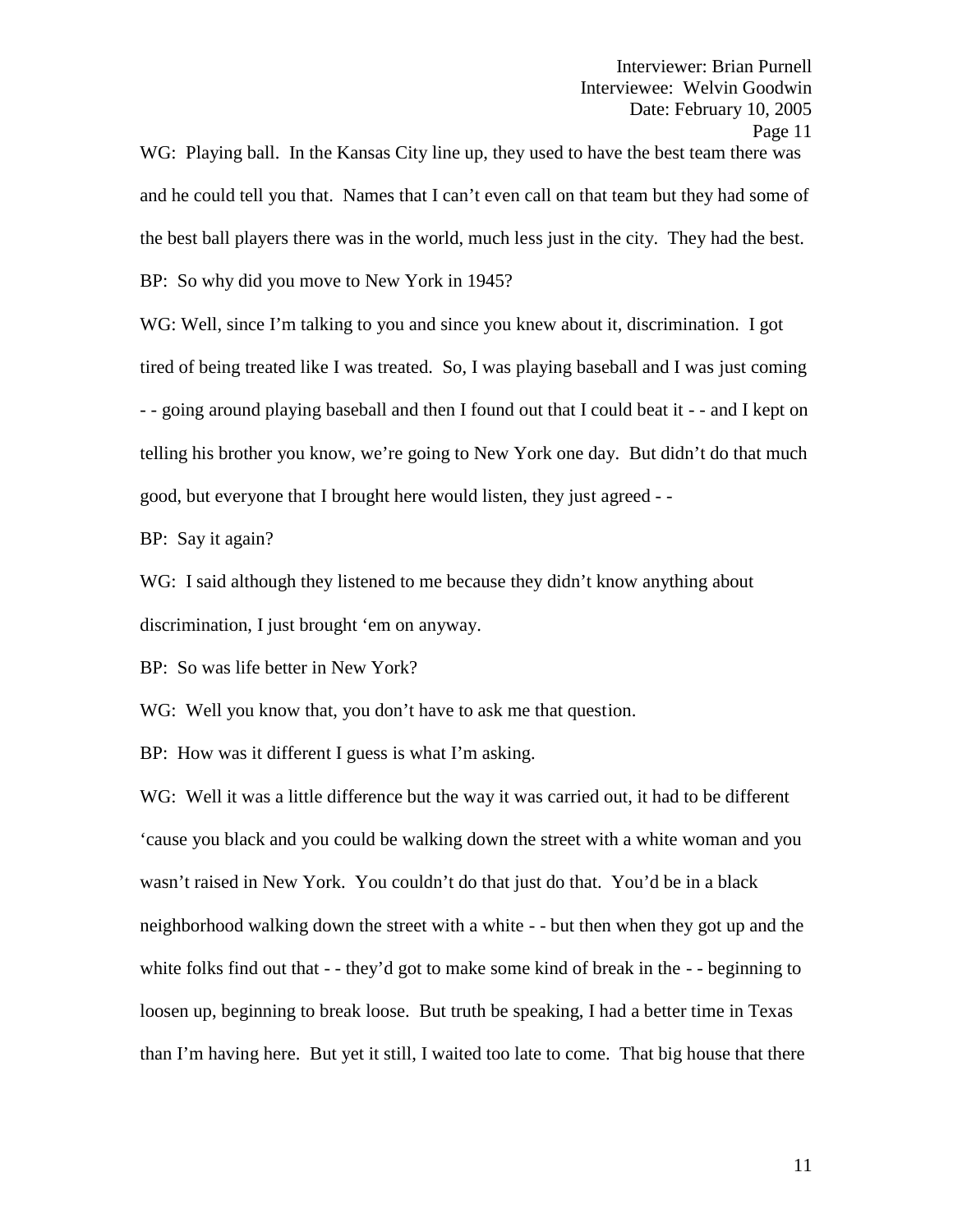WG: Playing ball. In the Kansas City line up, they used to have the best team there was and he could tell you that. Names that I can't even call on that team but they had some of the best ball players there was in the world, much less just in the city. They had the best.

BP: So why did you move to New York in 1945?

WG: Well, since I'm talking to you and since you knew about it, discrimination. I got tired of being treated like I was treated. So, I was playing baseball and I was just coming - - going around playing baseball and then I found out that I could beat it - - and I kept on telling his brother you know, we're going to New York one day. But didn't do that much good, but everyone that I brought here would listen, they just agreed - -

BP: Say it again?

WG: I said although they listened to me because they didn't know anything about discrimination, I just brought 'em on anyway.

BP: So was life better in New York?

WG: Well you know that, you don't have to ask me that question.

BP: How was it different I guess is what I'm asking.

WG: Well it was a little difference but the way it was carried out, it had to be different 'cause you black and you could be walking down the street with a white woman and you wasn't raised in New York. You couldn't do that just do that. You'd be in a black neighborhood walking down the street with a white - - but then when they got up and the white folks find out that - - they'd got to make some kind of break in the - - beginning to loosen up, beginning to break loose. But truth be speaking, I had a better time in Texas than I'm having here. But yet it still, I waited too late to come. That big house that there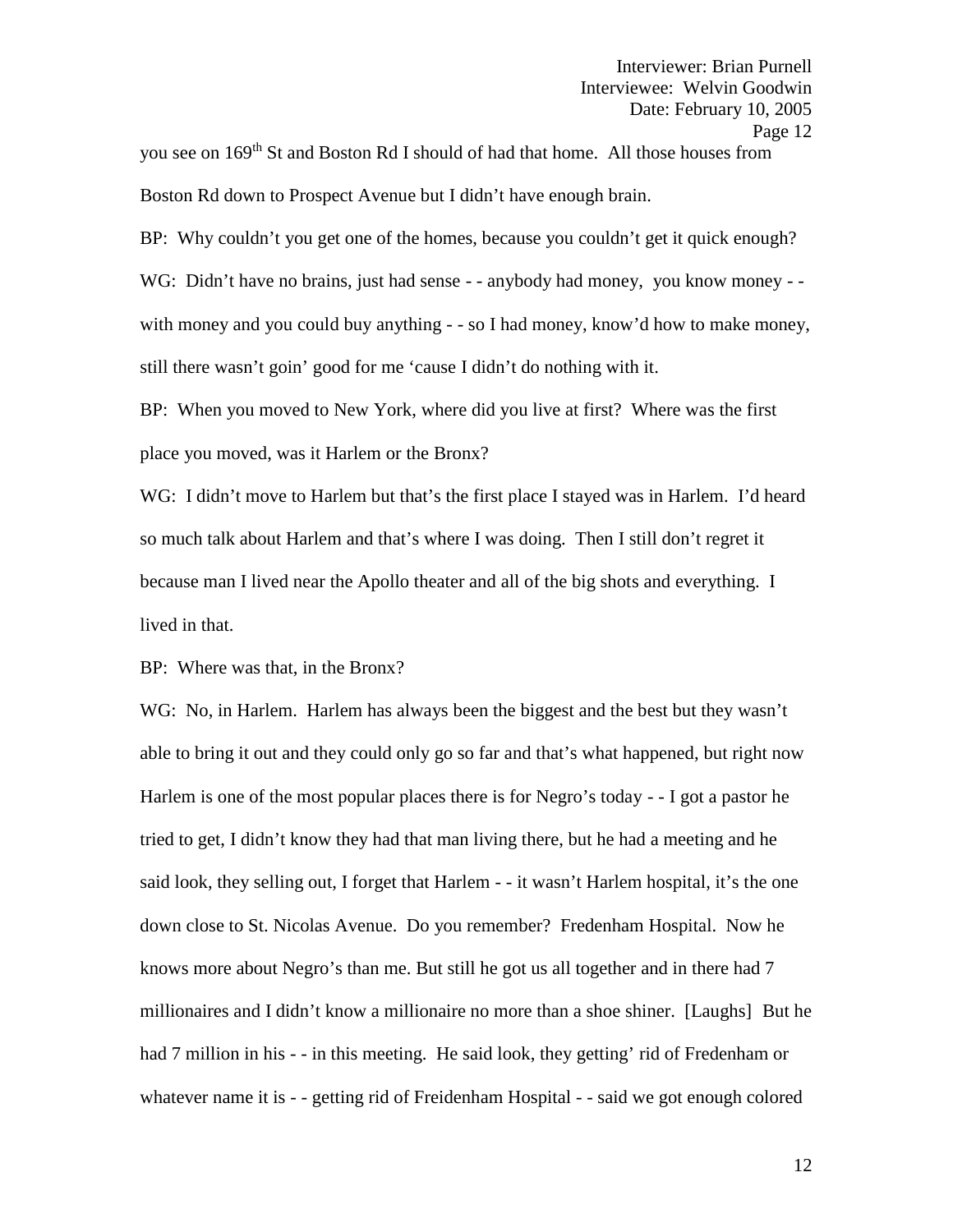you see on 169th St and Boston Rd I should of had that home. All those houses from Boston Rd down to Prospect Avenue but I didn't have enough brain.

BP: Why couldn't you get one of the homes, because you couldn't get it quick enough?

WG: Didn't have no brains, just had sense - - anybody had money, you know money - - with money and you could buy anything - - so I had money, know'd how to make money, still there wasn't goin' good for me 'cause I didn't do nothing with it.

BP: When you moved to New York, where did you live at first? Where was the first place you moved, was it Harlem or the Bronx?

WG: I didn't move to Harlem but that's the first place I stayed was in Harlem. I'd heard so much talk about Harlem and that's where I was doing. Then I still don't regret it because man I lived near the Apollo theater and all of the big shots and everything. I lived in that.

BP: Where was that, in the Bronx?

WG: No, in Harlem. Harlem has always been the biggest and the best but they wasn't able to bring it out and they could only go so far and that's what happened, but right now Harlem is one of the most popular places there is for Negro's today - - I got a pastor he tried to get, I didn't know they had that man living there, but he had a meeting and he said look, they selling out, I forget that Harlem - - it wasn't Harlem hospital, it's the one down close to St. Nicolas Avenue. Do you remember? Fredenham Hospital. Now he knows more about Negro's than me. But still he got us all together and in there had 7 millionaires and I didn't know a millionaire no more than a shoe shiner. [Laughs] But he had 7 million in his - - in this meeting. He said look, they getting' rid of Fredenham or whatever name it is - - getting rid of Freidenham Hospital - - said we got enough colored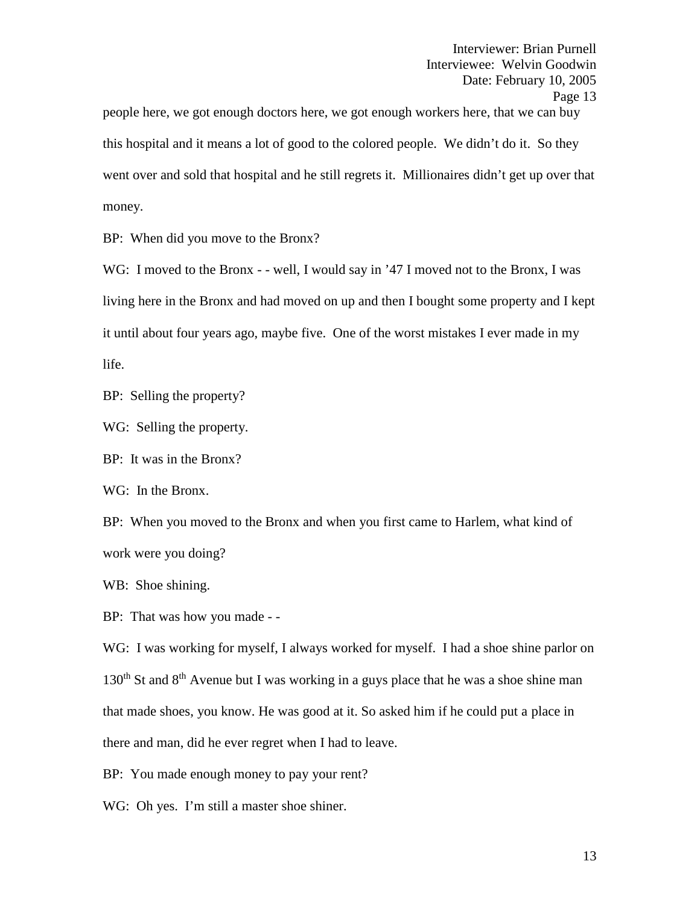people here, we got enough doctors here, we got enough workers here, that we can buy this hospital and it means a lot of good to the colored people. We didn't do it. So they went over and sold that hospital and he still regrets it. Millionaires didn't get up over that money.

BP: When did you move to the Bronx?

WG: I moved to the Bronx - - well, I would say in '47 I moved not to the Bronx, I was living here in the Bronx and had moved on up and then I bought some property and I kept it until about four years ago, maybe five. One of the worst mistakes I ever made in my life.

BP: Selling the property?

WG: Selling the property.

BP: It was in the Bronx?

WG: In the Bronx.

BP: When you moved to the Bronx and when you first came to Harlem, what kind of work were you doing?

WB: Shoe shining.

BP: That was how you made - -

WG: I was working for myself, I always worked for myself. I had a shoe shine parlor on 130th St and 8th Avenue but I was working in a guys place that he was a shoe shine man that made shoes, you know. He was good at it. So asked him if he could put a place in there and man, did he ever regret when I had to leave.

BP: You made enough money to pay your rent?

WG: Oh yes. I'm still a master shoe shiner.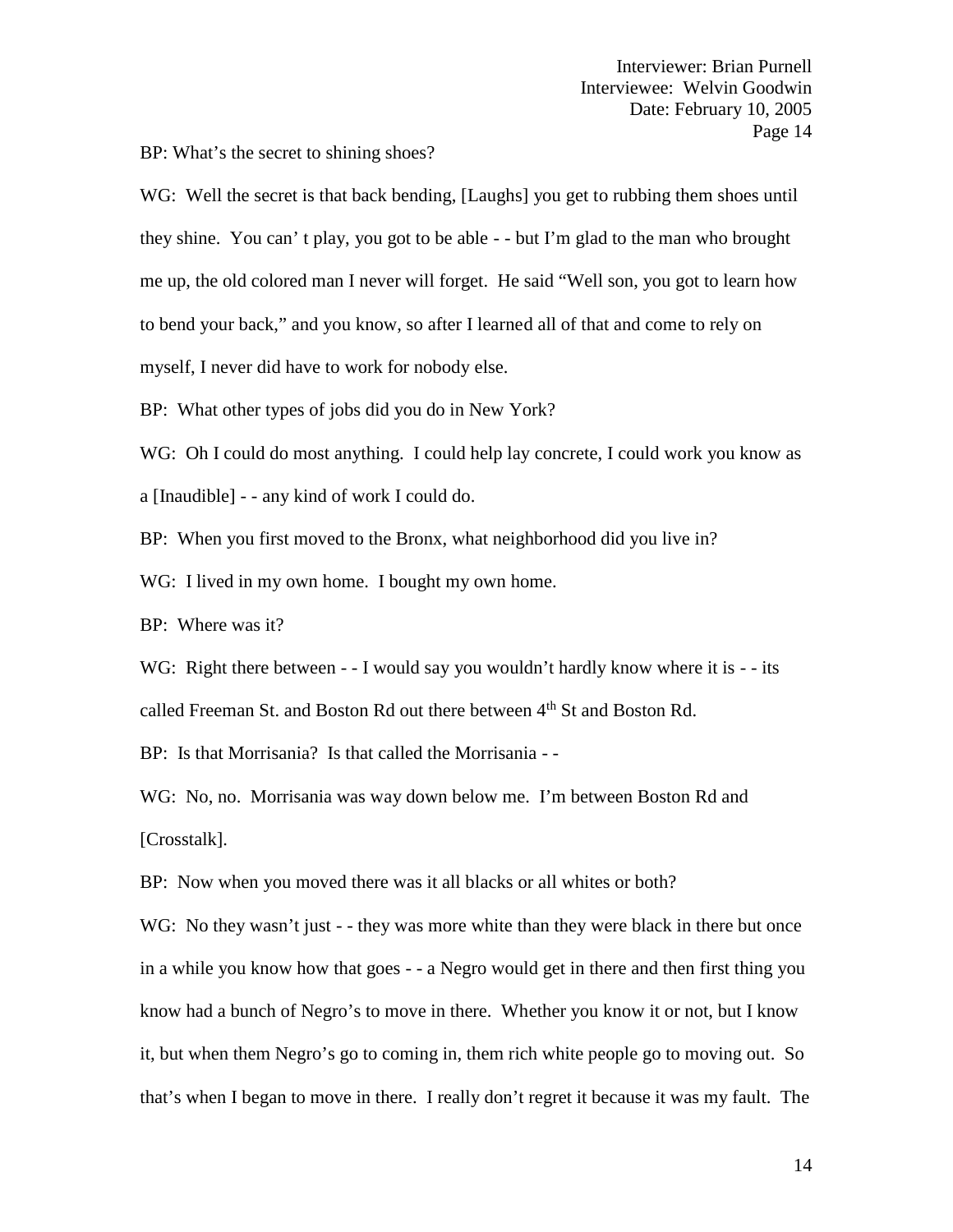BP: What's the secret to shining shoes?

WG: Well the secret is that back bending, [Laughs] you get to rubbing them shoes until they shine. You can' t play, you got to be able - - but I'm glad to the man who brought me up, the old colored man I never will forget. He said "Well son, you got to learn how to bend your back," and you know, so after I learned all of that and come to rely on myself, I never did have to work for nobody else.

BP: What other types of jobs did you do in New York?

WG: Oh I could do most anything. I could help lay concrete, I could work you know as a [Inaudible] - - any kind of work I could do.

BP: When you first moved to the Bronx, what neighborhood did you live in?

WG: I lived in my own home. I bought my own home.

BP: Where was it?

WG: Right there between - - I would say you wouldn't hardly know where it is - - its called Freeman St. and Boston Rd out there between 4th St and Boston Rd.

BP: Is that Morrisania? Is that called the Morrisania - -

WG: No, no. Morrisania was way down below me. I'm between Boston Rd and [Crosstalk].

BP: Now when you moved there was it all blacks or all whites or both?

WG: No they wasn't just - - they was more white than they were black in there but once in a while you know how that goes - - a Negro would get in there and then first thing you know had a bunch of Negro's to move in there. Whether you know it or not, but I know it, but when them Negro's go to coming in, them rich white people go to moving out. So that's when I began to move in there. I really don't regret it because it was my fault. The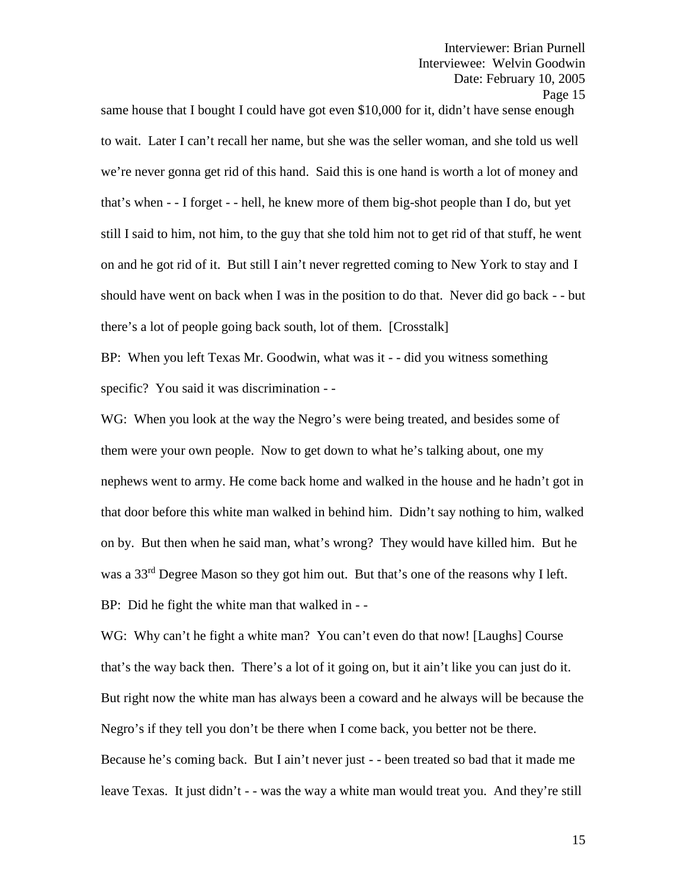same house that I bought I could have got even $10,000 for it, didn't have sense enough to wait. Later I can't recall her name, but she was the seller woman, and she told us well we're never gonna get rid of this hand. Said this is one hand is worth a lot of money and that's when - - I forget - - hell, he knew more of them big-shot people than I do, but yet still I said to him, not him, to the guy that she told him not to get rid of that stuff, he went on and he got rid of it. But still I ain't never regretted coming to New York to stay and I should have went on back when I was in the position to do that. Never did go back - - but there's a lot of people going back south, lot of them. [Crosstalk]

BP: When you left Texas Mr. Goodwin, what was it - - did you witness something specific? You said it was discrimination - -

WG: When you look at the way the Negro's were being treated, and besides some of them were your own people. Now to get down to what he's talking about, one my nephews went to army. He come back home and walked in the house and he hadn't got in that door before this white man walked in behind him. Didn't say nothing to him, walked on by. But then when he said man, what's wrong? They would have killed him. But he was a 33rd Degree Mason so they got him out. But that's one of the reasons why I left.

BP: Did he fight the white man that walked in - -

WG: Why can't he fight a white man? You can't even do that now! [Laughs] Course that's the way back then. There's a lot of it going on, but it ain't like you can just do it. But right now the white man has always been a coward and he always will be because the Negro's if they tell you don't be there when I come back, you better not be there. Because he's coming back. But I ain't never just - - been treated so bad that it made me leave Texas. It just didn't - - was the way a white man would treat you. And they're still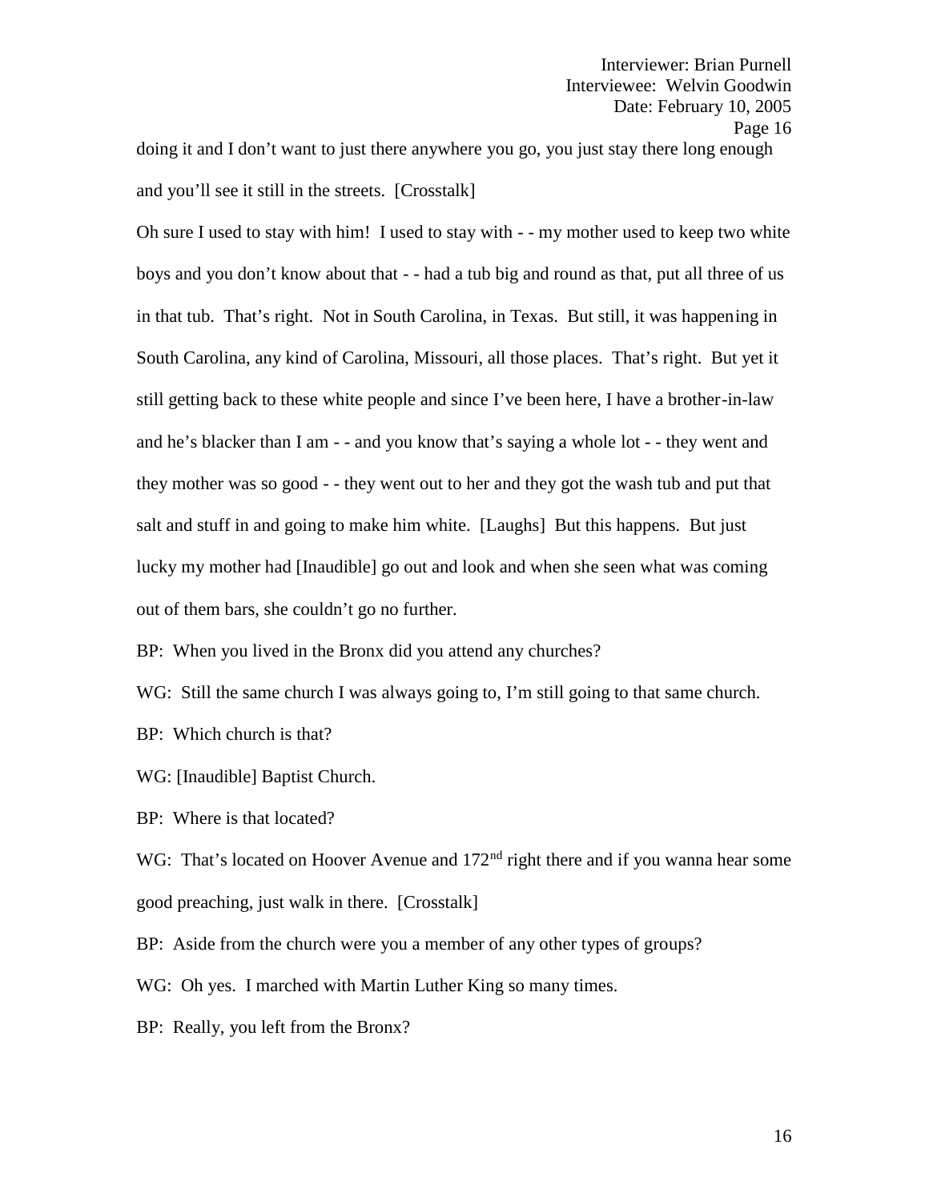doing it and I don't want to just there anywhere you go, you just stay there long enough and you'll see it still in the streets. [Crosstalk]

Oh sure I used to stay with him! I used to stay with - - my mother used to keep two white boys and you don't know about that - - had a tub big and round as that, put all three of us in that tub. That's right. Not in South Carolina, in Texas. But still, it was happening in South Carolina, any kind of Carolina, Missouri, all those places. That's right. But yet it still getting back to these white people and since I've been here, I have a brother-in-law and he's blacker than I am - - and you know that's saying a whole lot - - they went and they mother was so good - - they went out to her and they got the wash tub and put that salt and stuff in and going to make him white. [Laughs] But this happens. But just lucky my mother had [Inaudible] go out and look and when she seen what was coming out of them bars, she couldn't go no further.

BP: When you lived in the Bronx did you attend any churches?

WG: Still the same church I was always going to, I'm still going to that same church.

BP: Which church is that?

WG: [Inaudible] Baptist Church.

BP: Where is that located?

WG: That's located on Hoover Avenue and 172nd right there and if you wanna hear some good preaching, just walk in there. [Crosstalk]

BP: Aside from the church were you a member of any other types of groups?

WG: Oh yes. I marched with Martin Luther King so many times.

BP: Really, you left from the Bronx?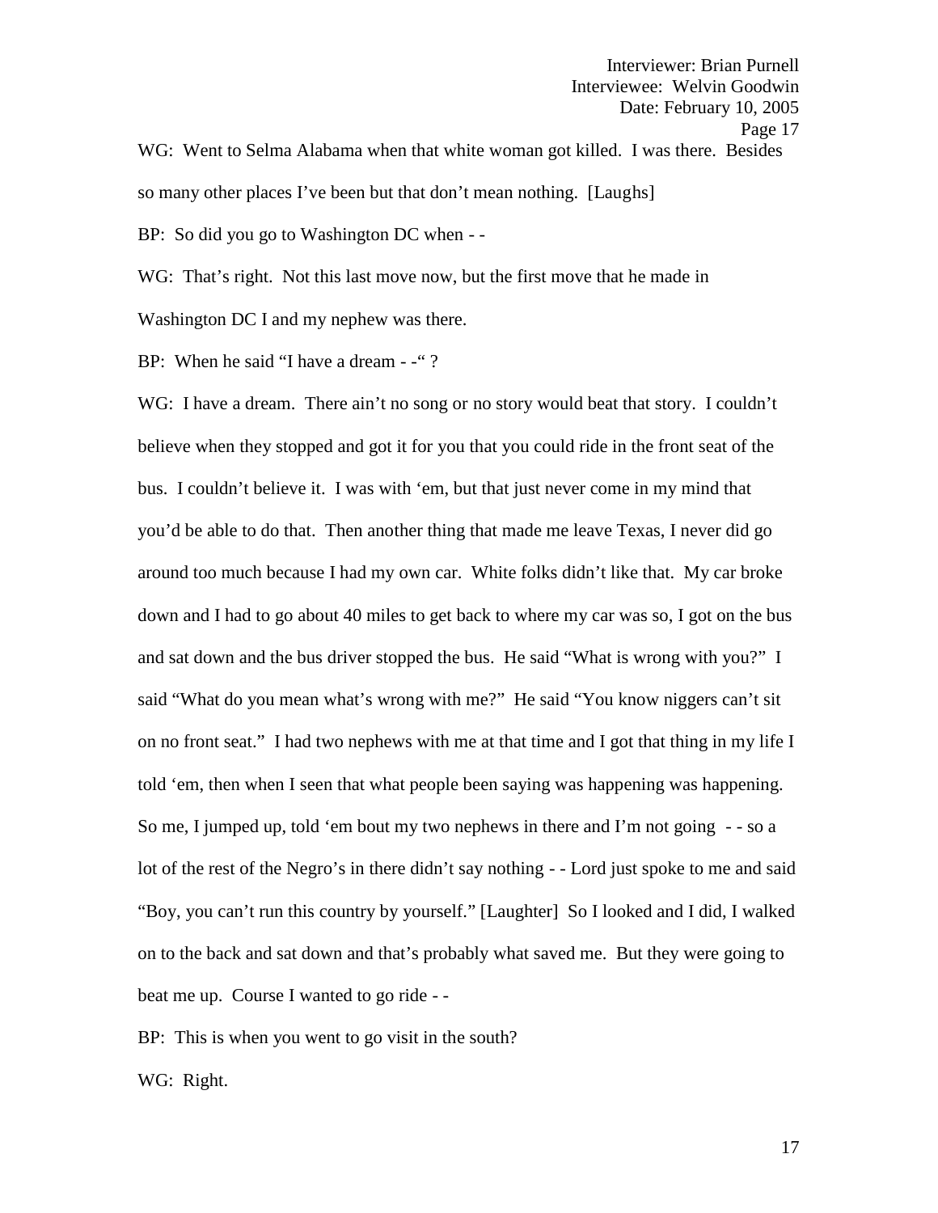WG: Went to Selma Alabama when that white woman got killed. I was there. Besides so many other places I've been but that don't mean nothing. [Laughs]

BP: So did you go to Washington DC when - -

WG: That's right. Not this last move now, but the first move that he made in Washington DC I and my nephew was there.

BP: When he said "I have a dream - -" ?

WG: I have a dream. There ain't no song or no story would beat that story. I couldn't believe when they stopped and got it for you that you could ride in the front seat of the bus. I couldn't believe it. I was with 'em, but that just never come in my mind that you'd be able to do that. Then another thing that made me leave Texas, I never did go around too much because I had my own car. White folks didn't like that. My car broke down and I had to go about 40 miles to get back to where my car was so, I got on the bus and sat down and the bus driver stopped the bus. He said "What is wrong with you?" I said "What do you mean what's wrong with me?" He said "You know niggers can't sit on no front seat." I had two nephews with me at that time and I got that thing in my life I told 'em, then when I seen that what people been saying was happening was happening. So me, I jumped up, told 'em bout my two nephews in there and I'm not going - - so a lot of the rest of the Negro's in there didn't say nothing - - Lord just spoke to me and said "Boy, you can't run this country by yourself." [Laughter] So I looked and I did, I walked on to the back and sat down and that's probably what saved me. But they were going to beat me up. Course I wanted to go ride - -

BP: This is when you went to go visit in the south?

WG: Right.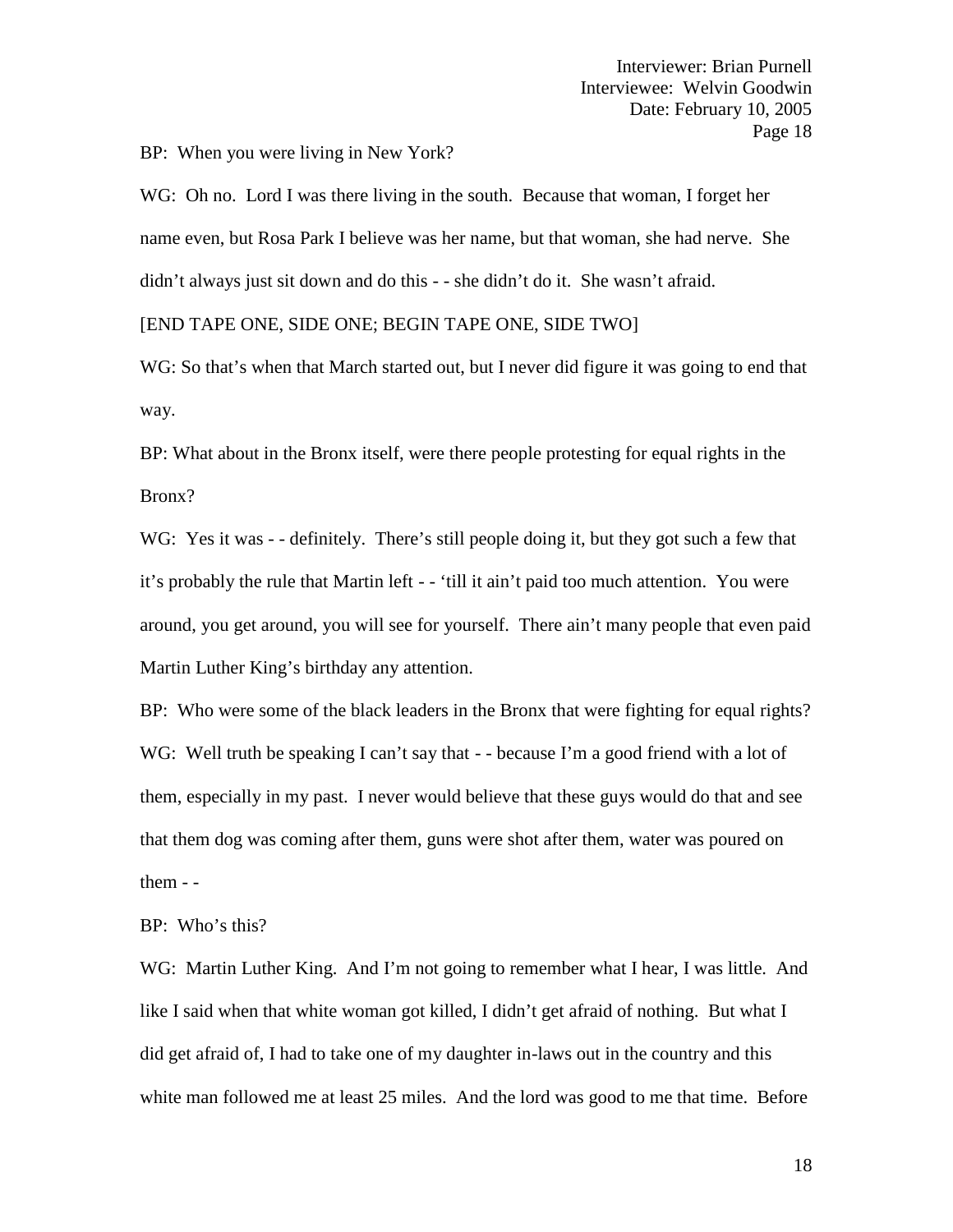BP: When you were living in New York?

WG: Oh no. Lord I was there living in the south. Because that woman, I forget her name even, but Rosa Park I believe was her name, but that woman, she had nerve. She didn't always just sit down and do this - - she didn't do it. She wasn't afraid.

[END TAPE ONE, SIDE ONE; BEGIN TAPE ONE, SIDE TWO]

WG: So that's when that March started out, but I never did figure it was going to end that way.

BP: What about in the Bronx itself, were there people protesting for equal rights in the Bronx?

WG: Yes it was - - definitely. There's still people doing it, but they got such a few that it's probably the rule that Martin left - - 'till it ain't paid too much attention. You were around, you get around, you will see for yourself. There ain't many people that even paid Martin Luther King's birthday any attention.

BP: Who were some of the black leaders in the Bronx that were fighting for equal rights?

WG: Well truth be speaking I can't say that - - because I'm a good friend with a lot of them, especially in my past. I never would believe that these guys would do that and see that them dog was coming after them, guns were shot after them, water was poured on them - -

BP: Who's this?

WG: Martin Luther King. And I'm not going to remember what I hear, I was little. And like I said when that white woman got killed, I didn't get afraid of nothing. But what I did get afraid of, I had to take one of my daughter in-laws out in the country and this white man followed me at least 25 miles. And the lord was good to me that time. Before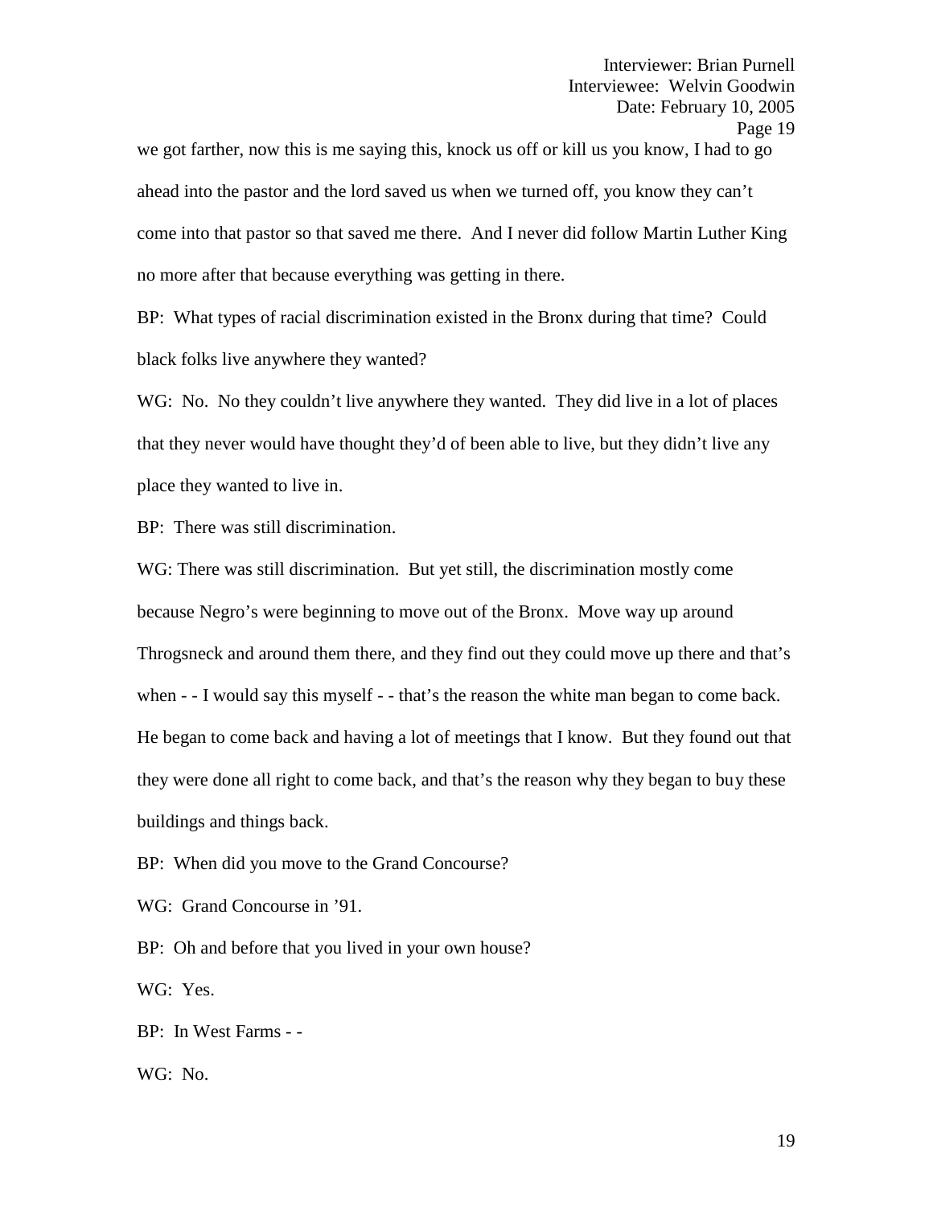we got farther, now this is me saying this, knock us off or kill us you know, I had to go ahead into the pastor and the lord saved us when we turned off, you know they can't come into that pastor so that saved me there. And I never did follow Martin Luther King no more after that because everything was getting in there.

BP: What types of racial discrimination existed in the Bronx during that time? Could black folks live anywhere they wanted?

WG: No. No they couldn't live anywhere they wanted. They did live in a lot of places that they never would have thought they'd of been able to live, but they didn't live any place they wanted to live in.

BP: There was still discrimination.

WG: There was still discrimination. But yet still, the discrimination mostly come because Negro's were beginning to move out of the Bronx. Move way up around Throgsneck and around them there, and they find out they could move up there and that's when - - I would say this myself - - that's the reason the white man began to come back. He began to come back and having a lot of meetings that I know. But they found out that they were done all right to come back, and that's the reason why they began to buy these buildings and things back.

BP: When did you move to the Grand Concourse?

WG: Grand Concourse in '91.

BP: Oh and before that you lived in your own house?

WG: Yes.

BP: In West Farms - -

WG: No.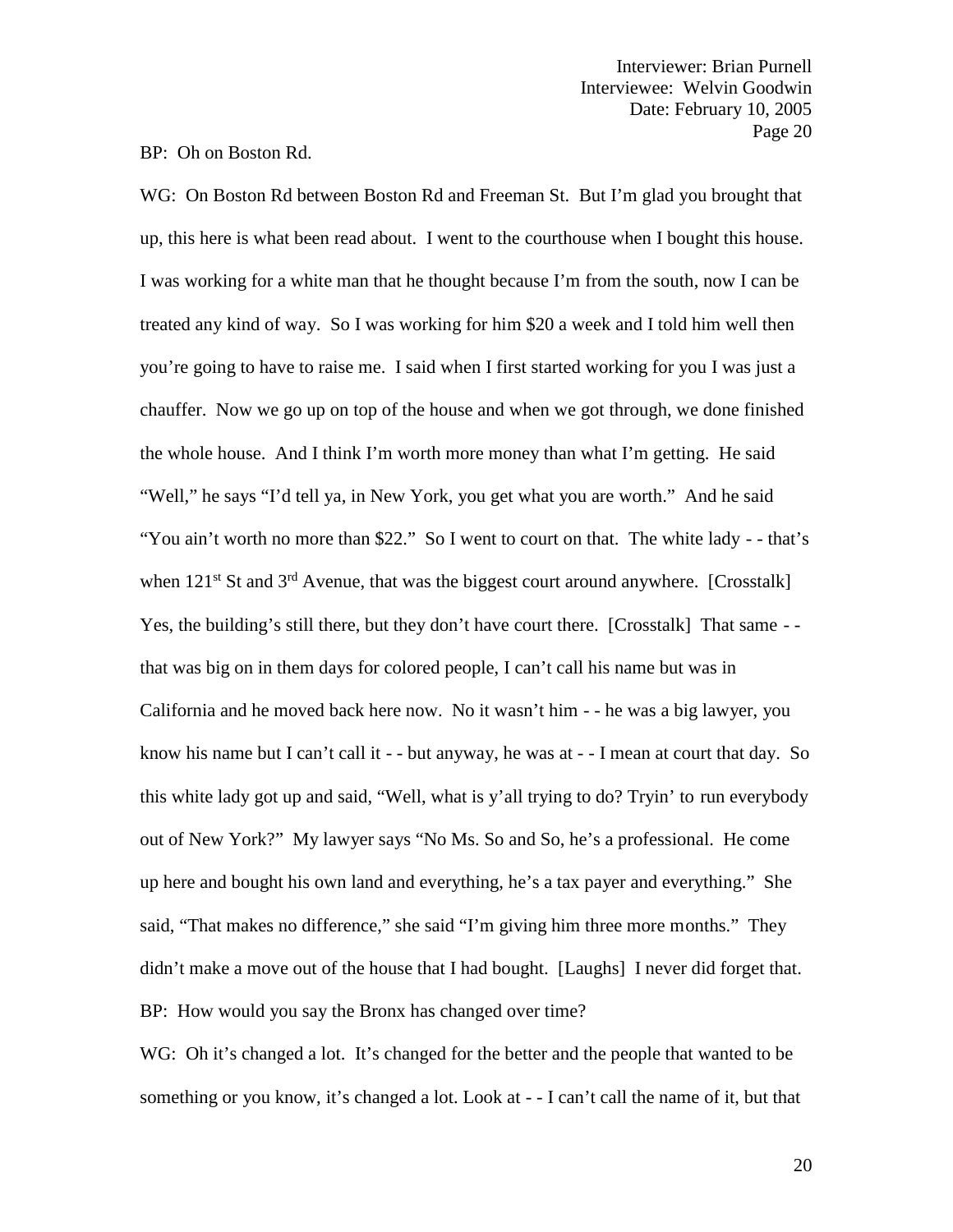BP: Oh on Boston Rd.

WG: On Boston Rd between Boston Rd and Freeman St. But I'm glad you brought that up, this here is what been read about. I went to the courthouse when I bought this house. I was working for a white man that he thought because I'm from the south, now I can be treated any kind of way. So I was working for him $20 a week and I told him well then you're going to have to raise me. I said when I first started working for you I was just a chauffer. Now we go up on top of the house and when we got through, we done finished the whole house. And I think I'm worth more money than what I'm getting. He said "Well," he says "I'd tell ya, in New York, you get what you are worth." And he said "You ain't worth no more than $22." So I went to court on that. The white lady - - that's when 121st St and 3rd Avenue, that was the biggest court around anywhere. [Crosstalk] Yes, the building's still there, but they don't have court there. [Crosstalk] That same - - that was big on in them days for colored people, I can't call his name but was in California and he moved back here now. No it wasn't him - - he was a big lawyer, you know his name but I can't call it - - but anyway, he was at - - I mean at court that day. So this white lady got up and said, "Well, what is y'all trying to do? Tryin' to run everybody out of New York?" My lawyer says "No Ms. So and So, he's a professional. He come up here and bought his own land and everything, he's a tax payer and everything." She said, "That makes no difference," she said "I'm giving him three more months." They didn't make a move out of the house that I had bought. [Laughs] I never did forget that.

BP: How would you say the Bronx has changed over time?

WG: Oh it's changed a lot. It's changed for the better and the people that wanted to be something or you know, it's changed a lot. Look at - - I can't call the name of it, but that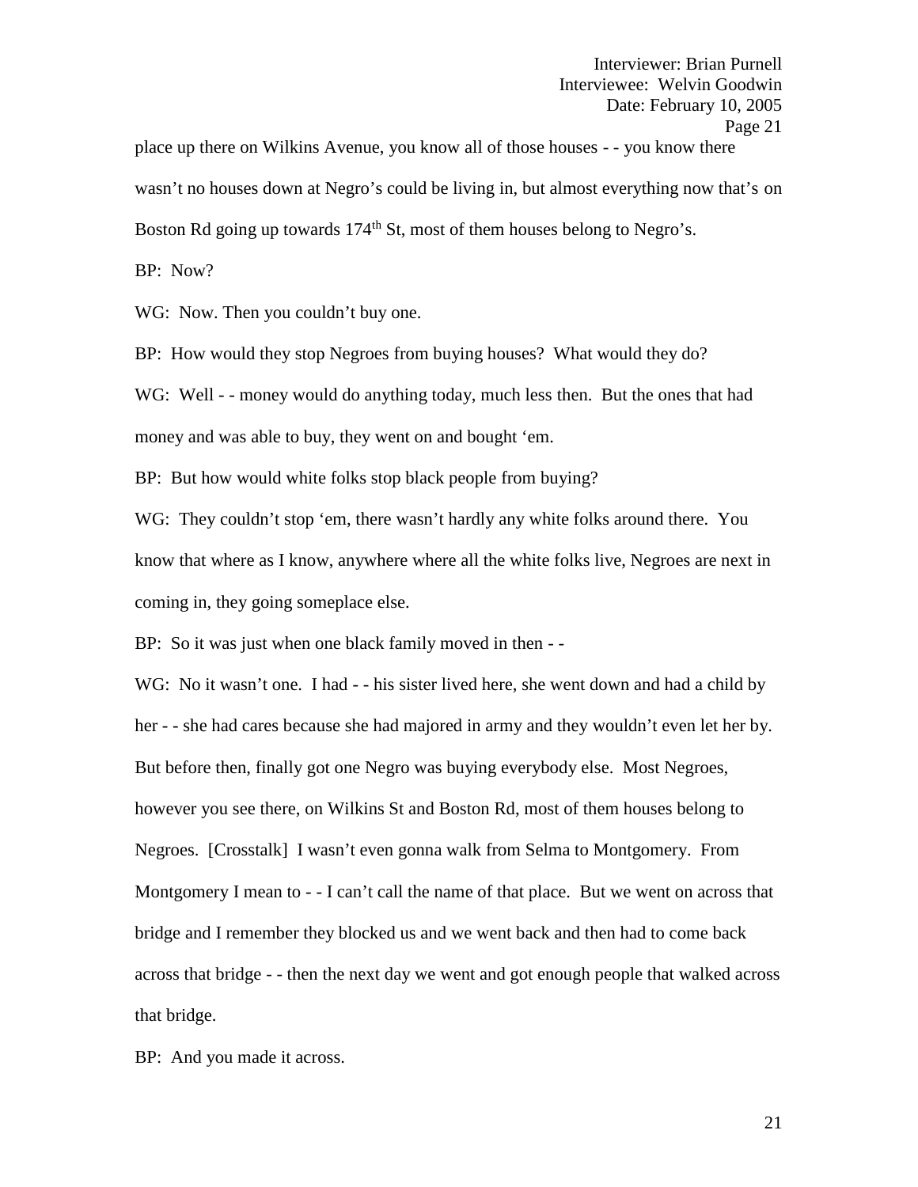place up there on Wilkins Avenue, you know all of those houses - - you know there wasn't no houses down at Negro's could be living in, but almost everything now that's on Boston Rd going up towards 174th St, most of them houses belong to Negro's.

BP: Now?

WG: Now. Then you couldn't buy one.

BP: How would they stop Negroes from buying houses? What would they do?

WG: Well - - money would do anything today, much less then. But the ones that had money and was able to buy, they went on and bought 'em.

BP: But how would white folks stop black people from buying?

WG: They couldn't stop 'em, there wasn't hardly any white folks around there. You know that where as I know, anywhere where all the white folks live, Negroes are next in coming in, they going someplace else.

BP: So it was just when one black family moved in then - -

WG: No it wasn't one. I had - - his sister lived here, she went down and had a child by her - - she had cares because she had majored in army and they wouldn't even let her by. But before then, finally got one Negro was buying everybody else. Most Negroes, however you see there, on Wilkins St and Boston Rd, most of them houses belong to Negroes. [Crosstalk] I wasn't even gonna walk from Selma to Montgomery. From Montgomery I mean to - - I can't call the name of that place. But we went on across that bridge and I remember they blocked us and we went back and then had to come back across that bridge - - then the next day we went and got enough people that walked across that bridge.

BP: And you made it across.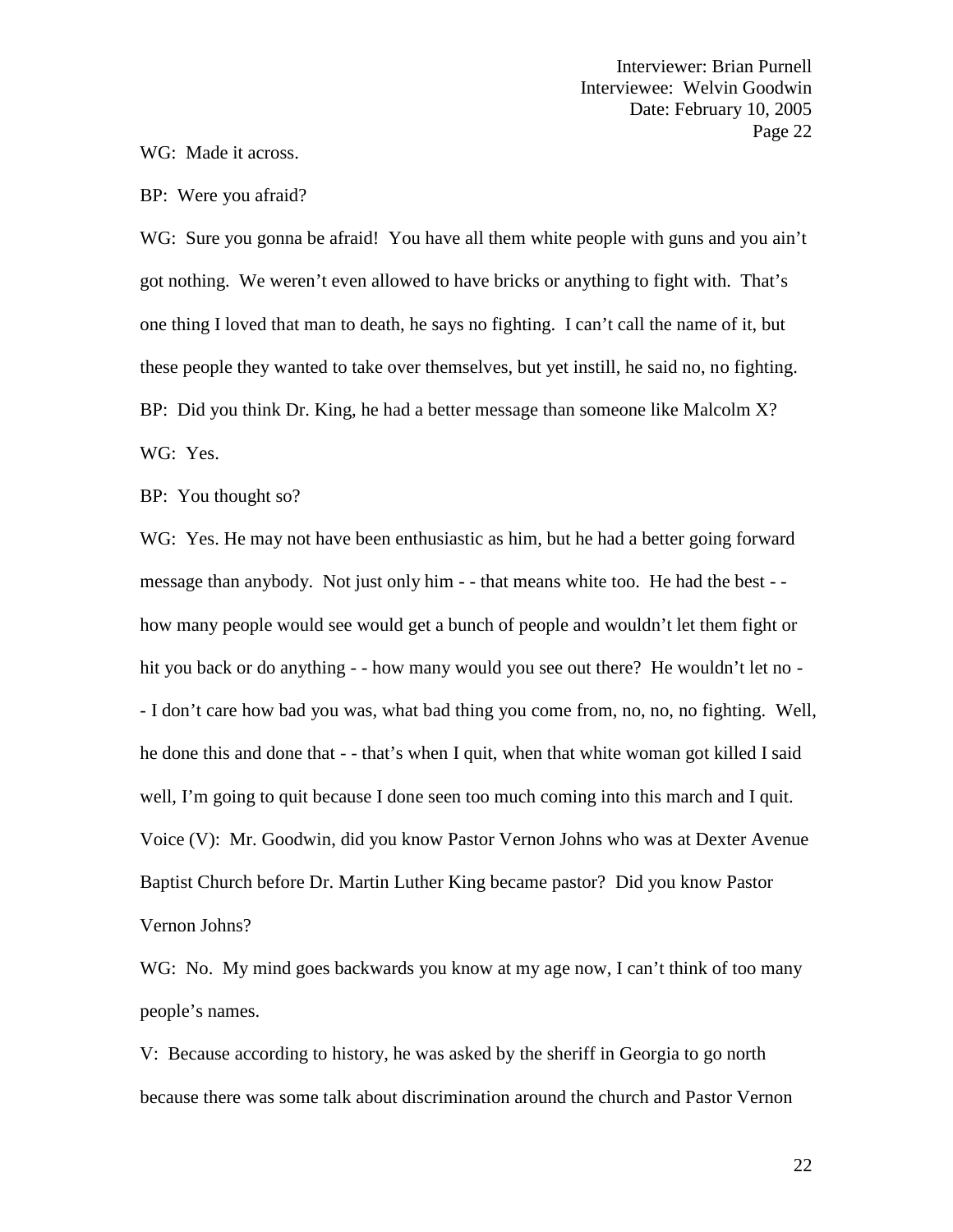WG: Made it across.

BP: Were you afraid?

WG: Sure you gonna be afraid! You have all them white people with guns and you ain't got nothing. We weren't even allowed to have bricks or anything to fight with. That's one thing I loved that man to death, he says no fighting. I can't call the name of it, but these people they wanted to take over themselves, but yet instill, he said no, no fighting.

BP: Did you think Dr. King, he had a better message than someone like Malcolm X?

WG: Yes.

BP: You thought so?

WG: Yes. He may not have been enthusiastic as him, but he had a better going forward message than anybody. Not just only him - - that means white too. He had the best - - how many people would see would get a bunch of people and wouldn't let them fight or hit you back or do anything - - how many would you see out there? He wouldn't let no - - I don't care how bad you was, what bad thing you come from, no, no, no fighting. Well, he done this and done that - - that's when I quit, when that white woman got killed I said well, I'm going to quit because I done seen too much coming into this march and I quit.

Voice (V): Mr. Goodwin, did you know Pastor Vernon Johns who was at Dexter Avenue Baptist Church before Dr. Martin Luther King became pastor? Did you know Pastor Vernon Johns?

WG: No. My mind goes backwards you know at my age now, I can't think of too many people's names.

V: Because according to history, he was asked by the sheriff in Georgia to go north because there was some talk about discrimination around the church and Pastor Vernon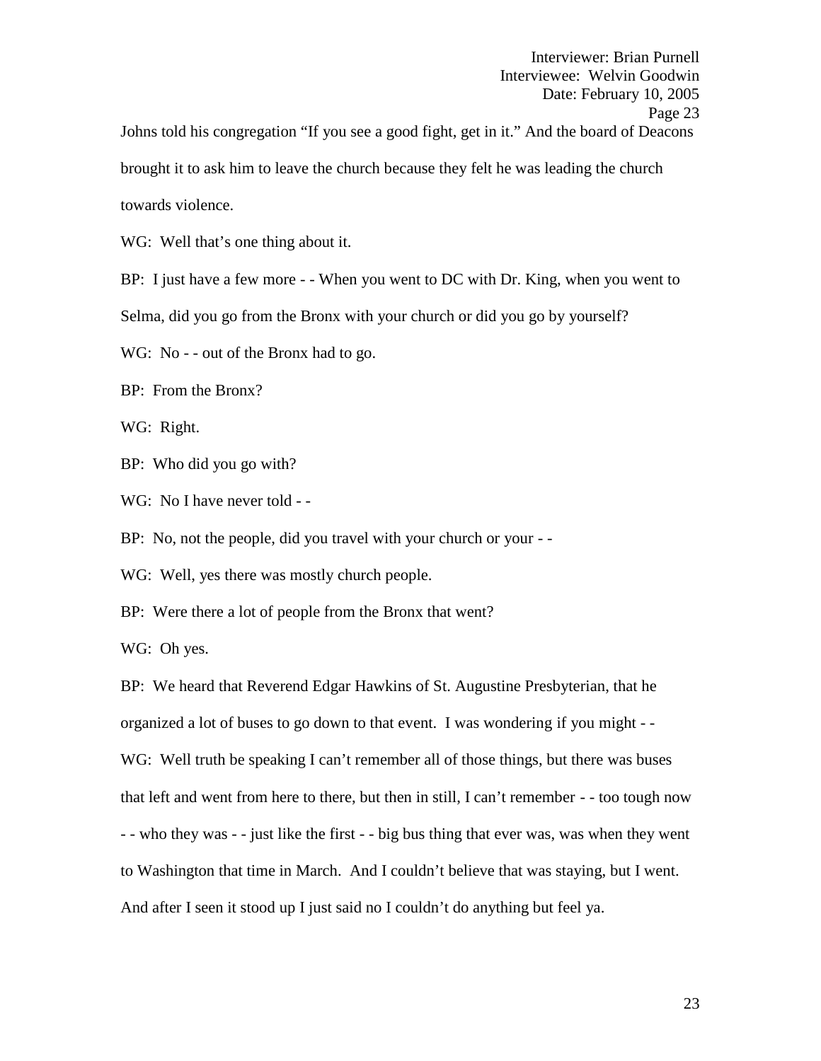Johns told his congregation "If you see a good fight, get in it." And the board of Deacons brought it to ask him to leave the church because they felt he was leading the church towards violence.

WG: Well that's one thing about it.

BP: I just have a few more - - When you went to DC with Dr. King, when you went to Selma, did you go from the Bronx with your church or did you go by yourself?

WG: No - - out of the Bronx had to go.

BP: From the Bronx?

WG: Right.

BP: Who did you go with?

WG: No I have never told - -

BP: No, not the people, did you travel with your church or your - -

WG: Well, yes there was mostly church people.

BP: Were there a lot of people from the Bronx that went?

WG: Oh yes.

BP: We heard that Reverend Edgar Hawkins of St. Augustine Presbyterian, that he organized a lot of buses to go down to that event. I was wondering if you might - -

WG: Well truth be speaking I can't remember all of those things, but there was buses that left and went from here to there, but then in still, I can't remember - - too tough now - - who they was - - just like the first - - big bus thing that ever was, was when they went to Washington that time in March. And I couldn't believe that was staying, but I went. And after I seen it stood up I just said no I couldn't do anything but feel ya.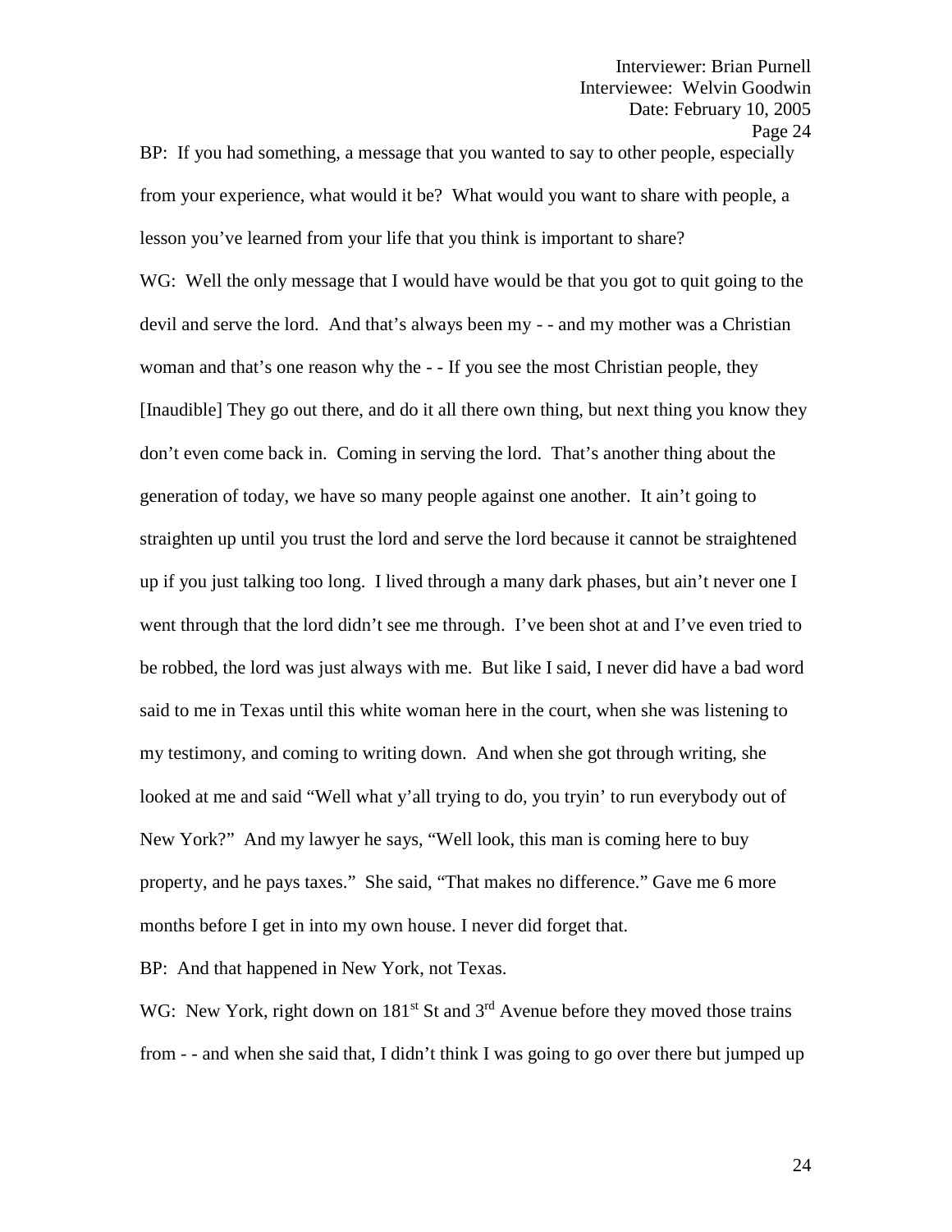BP: If you had something, a message that you wanted to say to other people, especially from your experience, what would it be? What would you want to share with people, a lesson you've learned from your life that you think is important to share?

WG: Well the only message that I would have would be that you got to quit going to the devil and serve the lord. And that's always been my - - and my mother was a Christian woman and that's one reason why the - - If you see the most Christian people, they [Inaudible] They go out there, and do it all there own thing, but next thing you know they don't even come back in. Coming in serving the lord. That's another thing about the generation of today, we have so many people against one another. It ain't going to straighten up until you trust the lord and serve the lord because it cannot be straightened up if you just talking too long. I lived through a many dark phases, but ain't never one I went through that the lord didn't see me through. I've been shot at and I've even tried to be robbed, the lord was just always with me. But like I said, I never did have a bad word said to me in Texas until this white woman here in the court, when she was listening to my testimony, and coming to writing down. And when she got through writing, she looked at me and said "Well what y'all trying to do, you tryin' to run everybody out of New York?" And my lawyer he says, "Well look, this man is coming here to buy property, and he pays taxes." She said, "That makes no difference." Gave me 6 more months before I get in into my own house. I never did forget that.

BP: And that happened in New York, not Texas.

WG: New York, right down on 181st St and 3rd Avenue before they moved those trains from - - and when she said that, I didn't think I was going to go over there but jumped up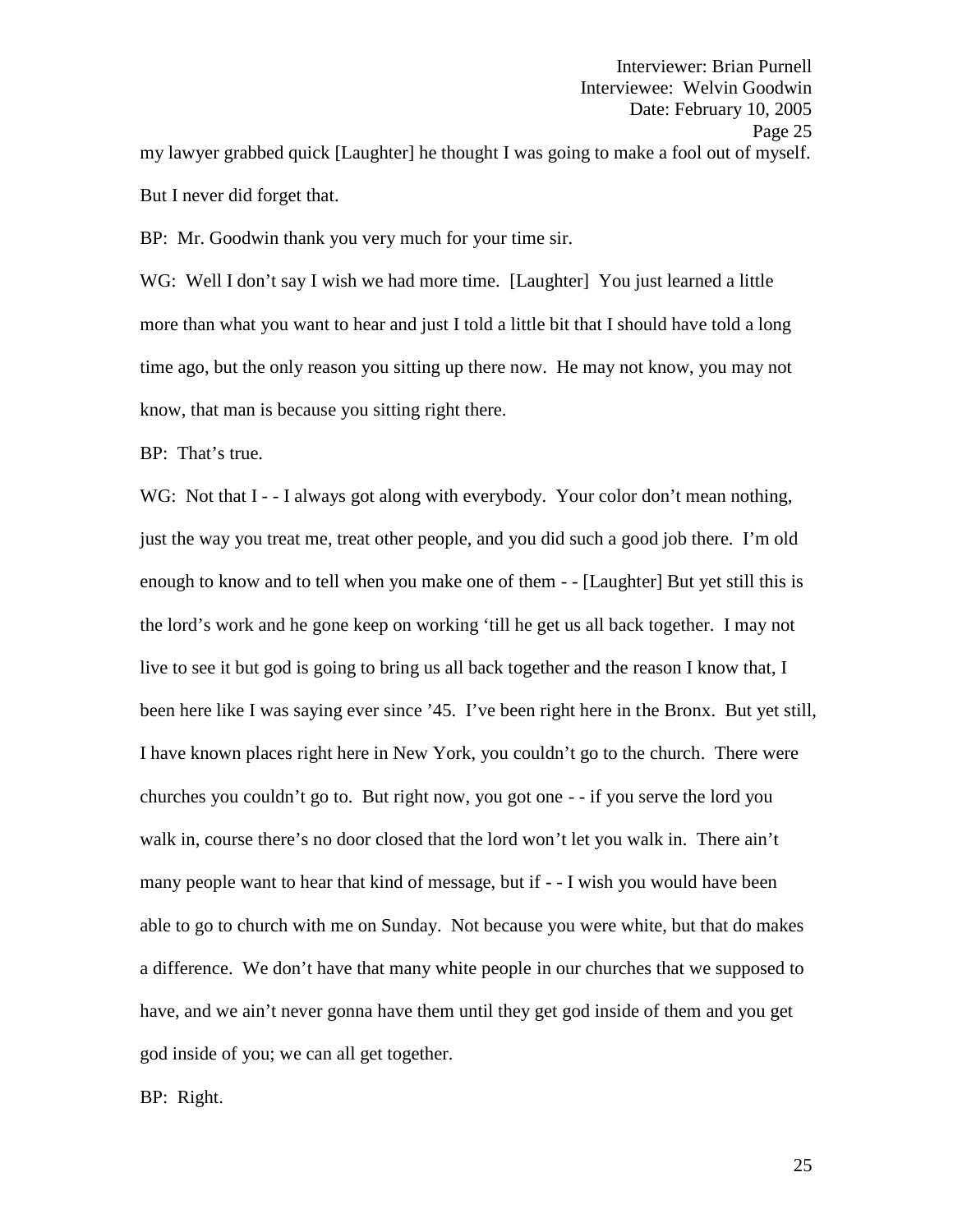my lawyer grabbed quick [Laughter] he thought I was going to make a fool out of myself. But I never did forget that.

BP: Mr. Goodwin thank you very much for your time sir.

WG: Well I don't say I wish we had more time. [Laughter] You just learned a little more than what you want to hear and just I told a little bit that I should have told a long time ago, but the only reason you sitting up there now. He may not know, you may not know, that man is because you sitting right there.

BP: That's true.

WG: Not that I - - I always got along with everybody. Your color don't mean nothing, just the way you treat me, treat other people, and you did such a good job there. I'm old enough to know and to tell when you make one of them - - [Laughter] But yet still this is the lord's work and he gone keep on working 'till he get us all back together. I may not live to see it but god is going to bring us all back together and the reason I know that, I been here like I was saying ever since '45. I've been right here in the Bronx. But yet still, I have known places right here in New York, you couldn't go to the church. There were churches you couldn't go to. But right now, you got one - - if you serve the lord you walk in, course there's no door closed that the lord won't let you walk in. There ain't many people want to hear that kind of message, but if - - I wish you would have been able to go to church with me on Sunday. Not because you were white, but that do makes a difference. We don't have that many white people in our churches that we supposed to have, and we ain't never gonna have them until they get god inside of them and you get god inside of you; we can all get together.

BP: Right.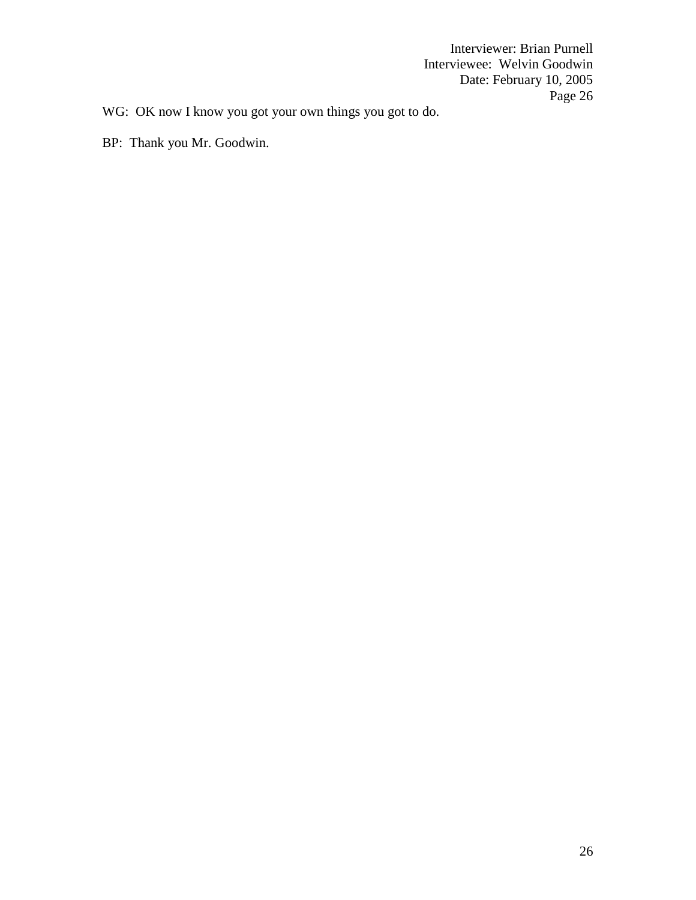WG:  OK now I know you got your own things you got to do.

BP:  Thank you Mr. Goodwin.